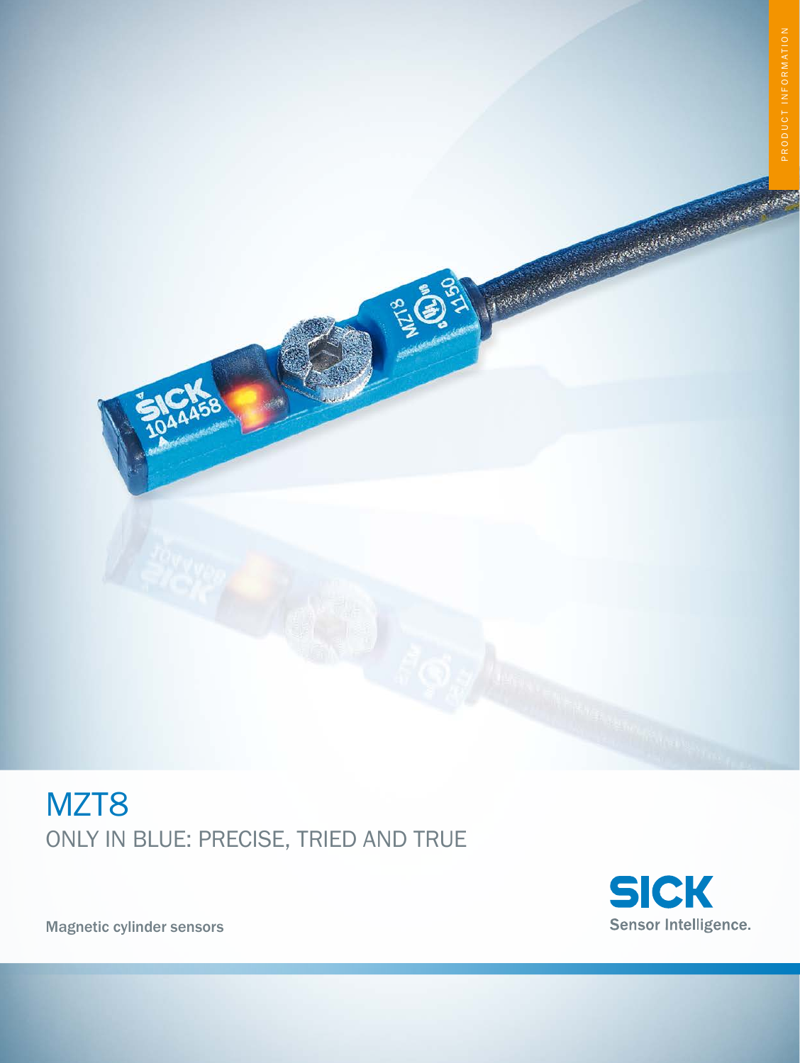PRODUCT INFORMATION

# MZT8

## ONLY IN BLUE: PRECISE, TRIED AND TRUE

Magnetic cylinder sensors

SICK
Sensor Intelligence.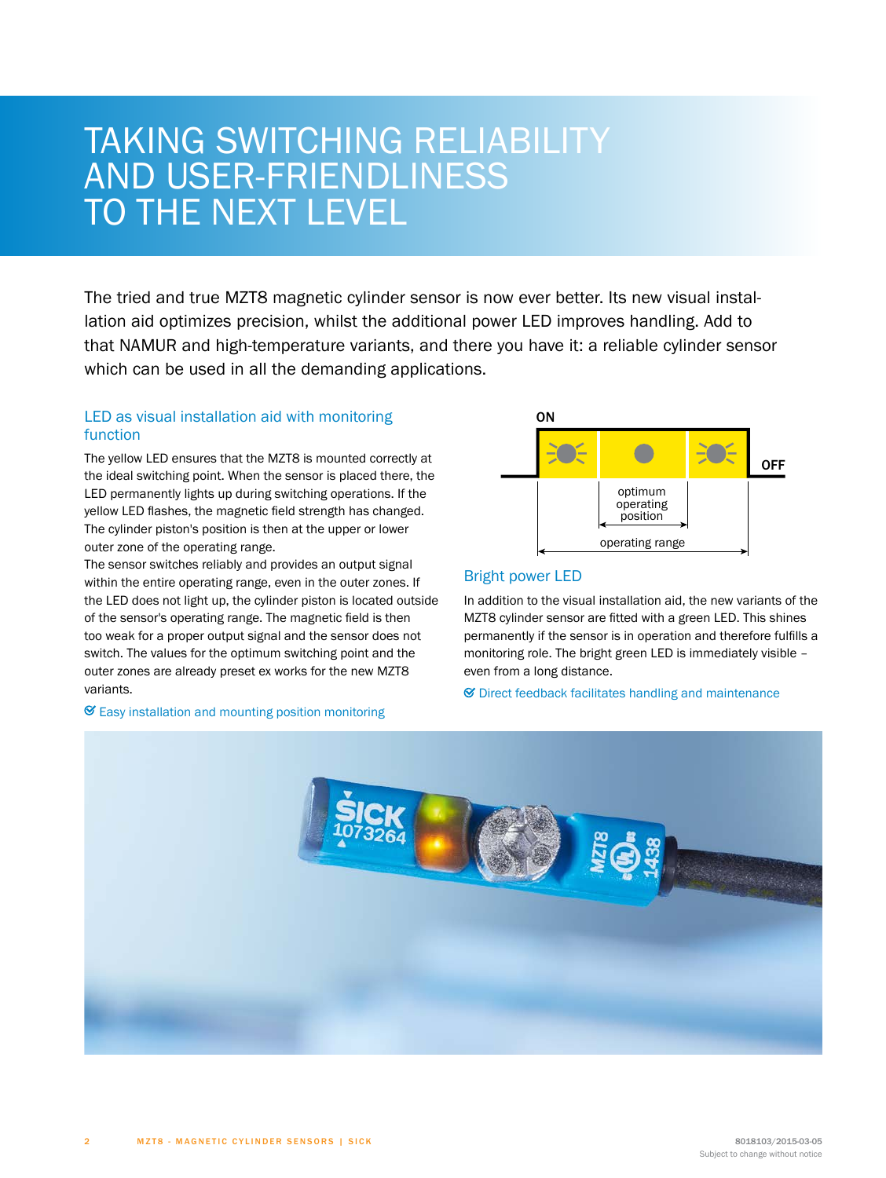# TAKING SWITCHING RELIABILITY AND USER-FRIENDLINESS TO THE NEXT LEVEL

The tried and true MZT8 magnetic cylinder sensor is now ever better. Its new visual installation aid optimizes precision, whilst the additional power LED improves handling. Add to that NAMUR and high-temperature variants, and there you have it: a reliable cylinder sensor which can be used in all the demanding applications.

## LED as visual installation aid with monitoring function

The yellow LED ensures that the MZT8 is mounted correctly at the ideal switching point. When the sensor is placed there, the LED permanently lights up during switching operations. If the yellow LED flashes, the magnetic field strength has changed. The cylinder piston's position is then at the upper or lower outer zone of the operating range.

The sensor switches reliably and provides an output signal within the entire operating range, even in the outer zones. If the LED does not light up, the cylinder piston is located outside of the sensor's operating range. The magnetic field is then too weak for a proper output signal and the sensor does not switch. The values for the optimum switching point and the outer zones are already preset ex works for the new MZT8 variants.

✔ Easy installation and mounting position monitoring

ON

OFF

optimum operating position

operating range

## Bright power LED

In addition to the visual installation aid, the new variants of the MZT8 cylinder sensor are fitted with a green LED. This shines permanently if the sensor is in operation and therefore fulfills a monitoring role. The bright green LED is immediately visible – even from a long distance.

✔ Direct feedback facilitates handling and maintenance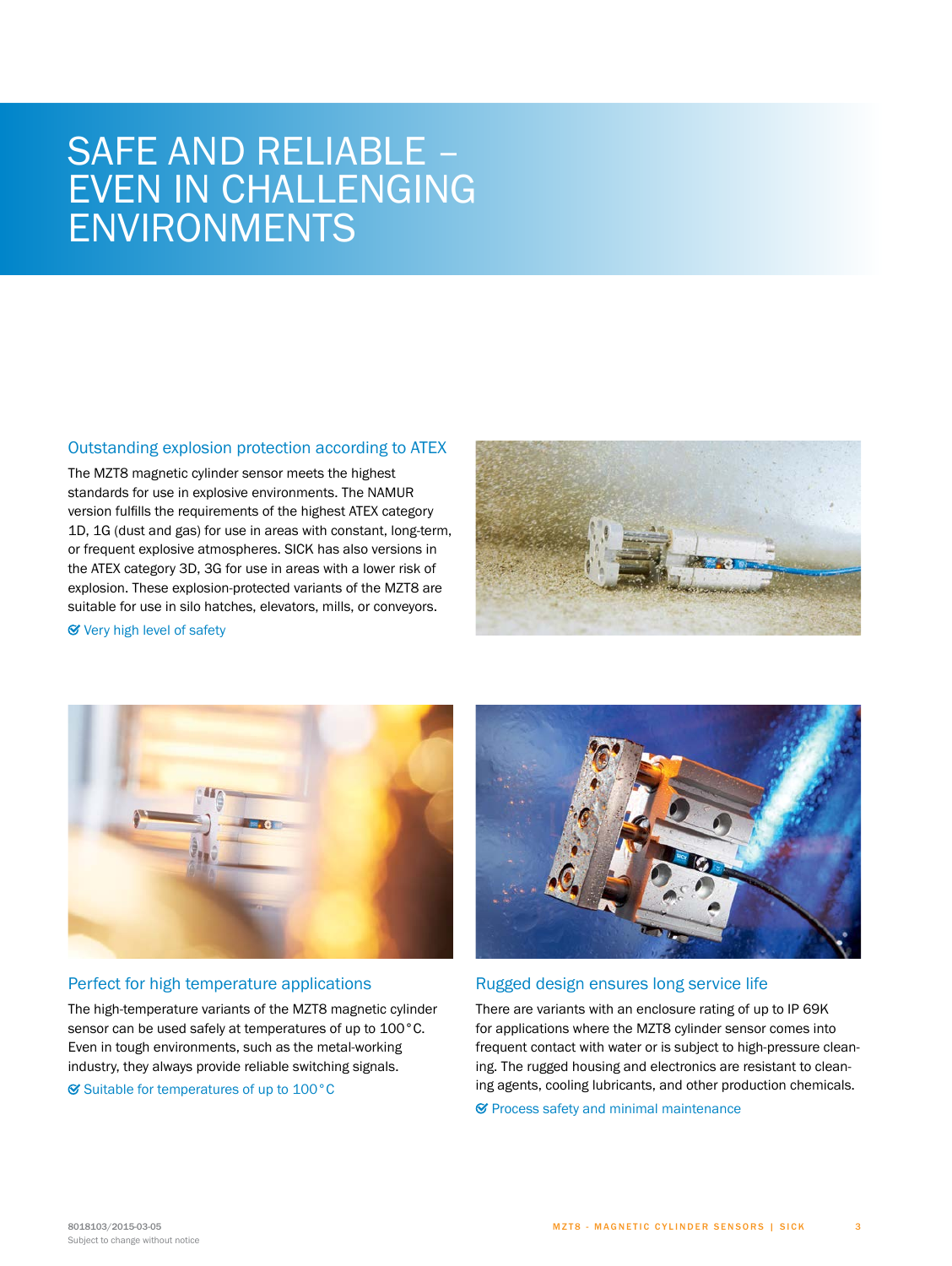# SAFE AND RELIABLE – EVEN IN CHALLENGING ENVIRONMENTS

## Outstanding explosion protection according to ATEX

The MZT8 magnetic cylinder sensor meets the highest standards for use in explosive environments. The NAMUR version fulfills the requirements of the highest ATEX category 1D, 1G (dust and gas) for use in areas with constant, long-term, or frequent explosive atmospheres. SICK has also versions in the ATEX category 3D, 3G for use in areas with a lower risk of explosion. These explosion-protected variants of the MZT8 are suitable for use in silo hatches, elevators, mills, or conveyors.

✔ Very high level of safety

## Perfect for high temperature applications

The high-temperature variants of the MZT8 magnetic cylinder sensor can be used safely at temperatures of up to 100 °C. Even in tough environments, such as the metal-working industry, they always provide reliable switching signals.

✔ Suitable for temperatures of up to 100 °C

## Rugged design ensures long service life

There are variants with an enclosure rating of up to IP 69K for applications where the MZT8 cylinder sensor comes into frequent contact with water or is subject to high-pressure cleaning. The rugged housing and electronics are resistant to cleaning agents, cooling lubricants, and other production chemicals.

✔ Process safety and minimal maintenance

8018103/2015-03-05
Subject to change without notice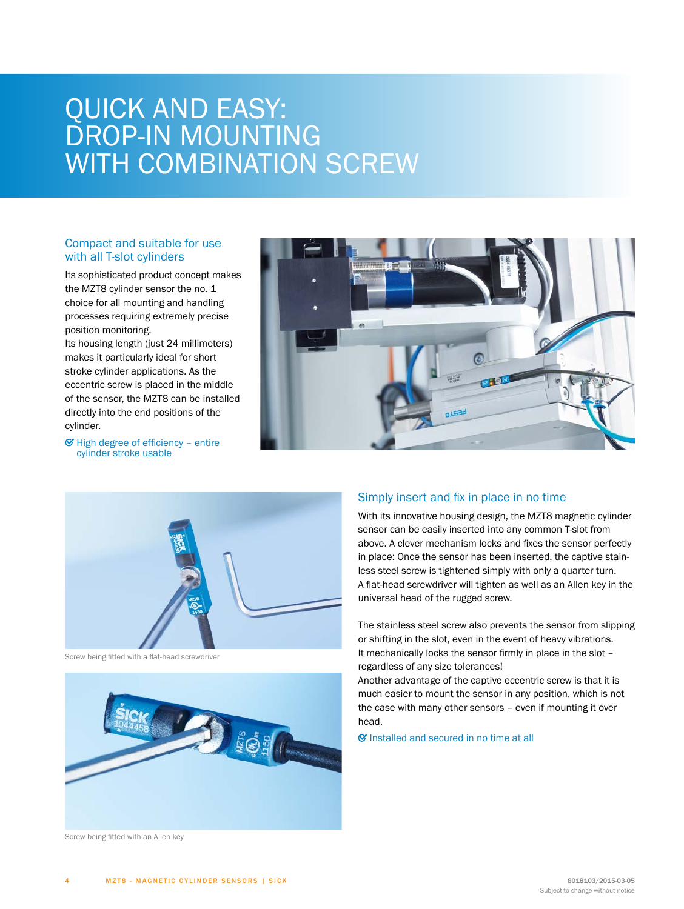# QUICK AND EASY: DROP-IN MOUNTING WITH COMBINATION SCREW

## Compact and suitable for use with all T-slot cylinders

Its sophisticated product concept makes the MZT8 cylinder sensor the no. 1 choice for all mounting and handling processes requiring extremely precise position monitoring.
Its housing length (just 24 millimeters) makes it particularly ideal for short stroke cylinder applications. As the eccentric screw is placed in the middle of the sensor, the MZT8 can be installed directly into the end positions of the cylinder.

- High degree of efficiency – entire cylinder stroke usable

Screw being fitted with a flat-head screwdriver

Screw being fitted with an Allen key

## Simply insert and fix in place in no time

With its innovative housing design, the MZT8 magnetic cylinder sensor can be easily inserted into any common T-slot from above. A clever mechanism locks and fixes the sensor perfectly in place: Once the sensor has been inserted, the captive stainless steel screw is tightened simply with only a quarter turn. A flat-head screwdriver will tighten as well as an Allen key in the universal head of the rugged screw.

The stainless steel screw also prevents the sensor from slipping or shifting in the slot, even in the event of heavy vibrations. It mechanically locks the sensor firmly in place in the slot – regardless of any size tolerances!
Another advantage of the captive eccentric screw is that it is much easier to mount the sensor in any position, which is not the case with many other sensors – even if mounting it over head.

- Installed and secured in no time at all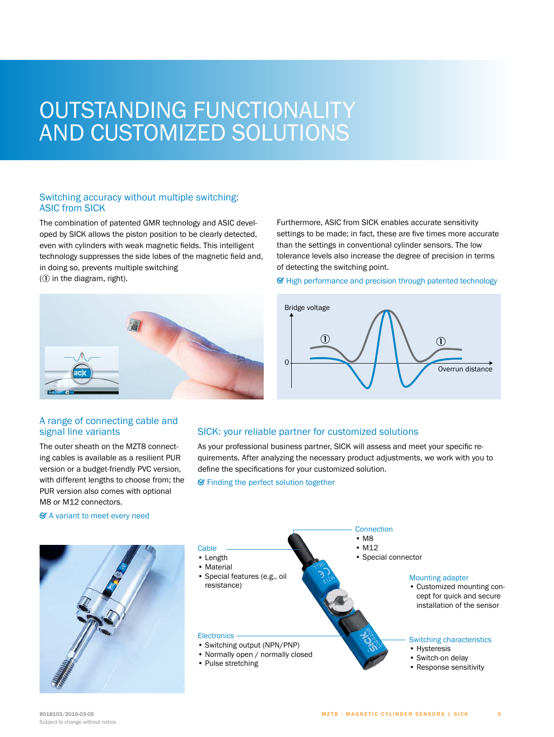# OUTSTANDING FUNCTIONALITY AND CUSTOMIZED SOLUTIONS

## Switching accuracy without multiple switching: ASIC from SICK

The combination of patented GMR technology and ASIC developed by SICK allows the piston position to be clearly detected, even with cylinders with weak magnetic fields. This intelligent technology suppresses the side lobes of the magnetic field and, in doing so, prevents multiple switching (① in the diagram, right).

Furthermore, ASIC from SICK enables accurate sensitivity settings to be made; in fact, these are five times more accurate than the settings in conventional cylinder sensors. The low tolerance levels also increase the degree of precision in terms of detecting the switching point.

✔ High performance and precision through patented technology

Bridge voltage

①

①

0

Overrun distance

## A range of connecting cable and signal line variants

The outer sheath on the MZT8 connecting cables is available as a resilient PUR version or a budget-friendly PVC version, with different lengths to choose from; the PUR version also comes with optional M8 or M12 connectors.

✔ A variant to meet every need

## SICK: your reliable partner for customized solutions

As your professional business partner, SICK will assess and meet your specific requirements. After analyzing the necessary product adjustments, we work with you to define the specifications for your customized solution.

✔ Finding the perfect solution together

**Cable**
- Length
- Material
- Special features (e.g., oil resistance)

**Connection**
- M8
- M12
- Special connector

**Mounting adapter**
- Customized mounting concept for quick and secure installation of the sensor

**Electronics**
- Switching output (NPN/PNP)
- Normally open / normally closed
- Pulse stretching

**Switching characteristics**
- Hysteresis
- Switch-on delay
- Response sensitivity

8018103/2015-03-05
Subject to change without notice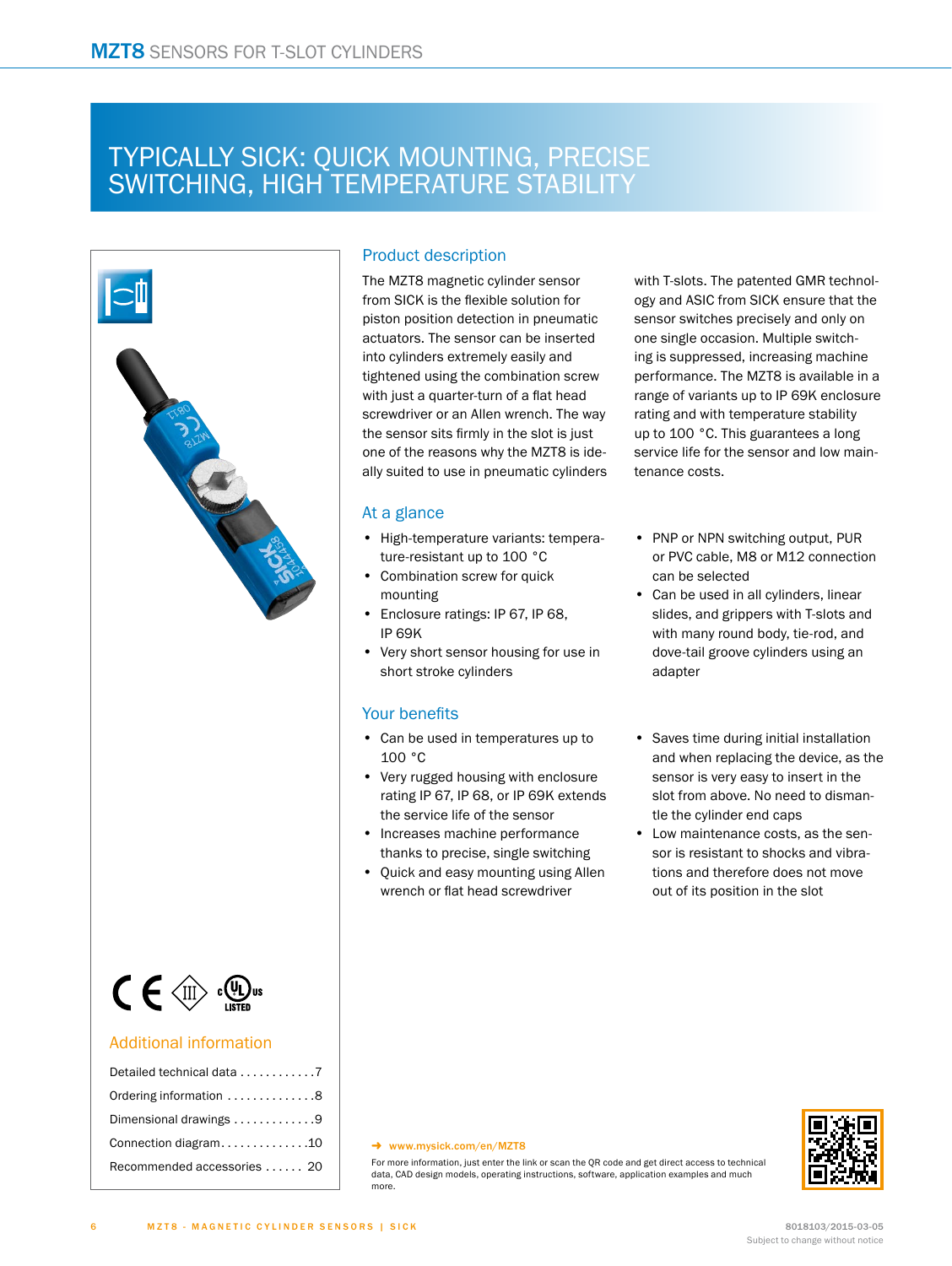# TYPICALLY SICK: QUICK MOUNTING, PRECISE SWITCHING, HIGH TEMPERATURE STABILITY

## Product description

The MZT8 magnetic cylinder sensor from SICK is the flexible solution for piston position detection in pneumatic actuators. The sensor can be inserted into cylinders extremely easily and tightened using the combination screw with just a quarter-turn of a flat head screwdriver or an Allen wrench. The way the sensor sits firmly in the slot is just one of the reasons why the MZT8 is ideally suited to use in pneumatic cylinders with T-slots. The patented GMR technology and ASIC from SICK ensure that the sensor switches precisely and only on one single occasion. Multiple switching is suppressed, increasing machine performance. The MZT8 is available in a range of variants up to IP 69K enclosure rating and with temperature stability up to 100 °C. This guarantees a long service life for the sensor and low maintenance costs.

## At a glance

- High-temperature variants: temperature-resistant up to 100 °C
- Combination screw for quick mounting
- Enclosure ratings: IP 67, IP 68, IP 69K
- Very short sensor housing for use in short stroke cylinders
- PNP or NPN switching output, PUR or PVC cable, M8 or M12 connection can be selected
- Can be used in all cylinders, linear slides, and grippers with T-slots and with many round body, tie-rod, and dove-tail groove cylinders using an adapter

## Your benefits

- Can be used in temperatures up to 100 °C
- Very rugged housing with enclosure rating IP 67, IP 68, or IP 69K extends the service life of the sensor
- Increases machine performance thanks to precise, single switching
- Quick and easy mounting using Allen wrench or flat head screwdriver
- Saves time during initial installation and when replacing the device, as the sensor is very easy to insert in the slot from above. No need to dismantle the cylinder end caps
- Low maintenance costs, as the sensor is resistant to shocks and vibrations and therefore does not move out of its position in the slot

## Additional information

| | |
|---|---|
| Detailed technical data | 7 |
| Ordering information | 8 |
| Dimensional drawings | 9 |
| Connection diagram | 10 |
| Recommended accessories | 20 |

→ www.mysick.com/en/MZT8

For more information, just enter the link or scan the QR code and get direct access to technical data, CAD design models, operating instructions, software, application examples and much more.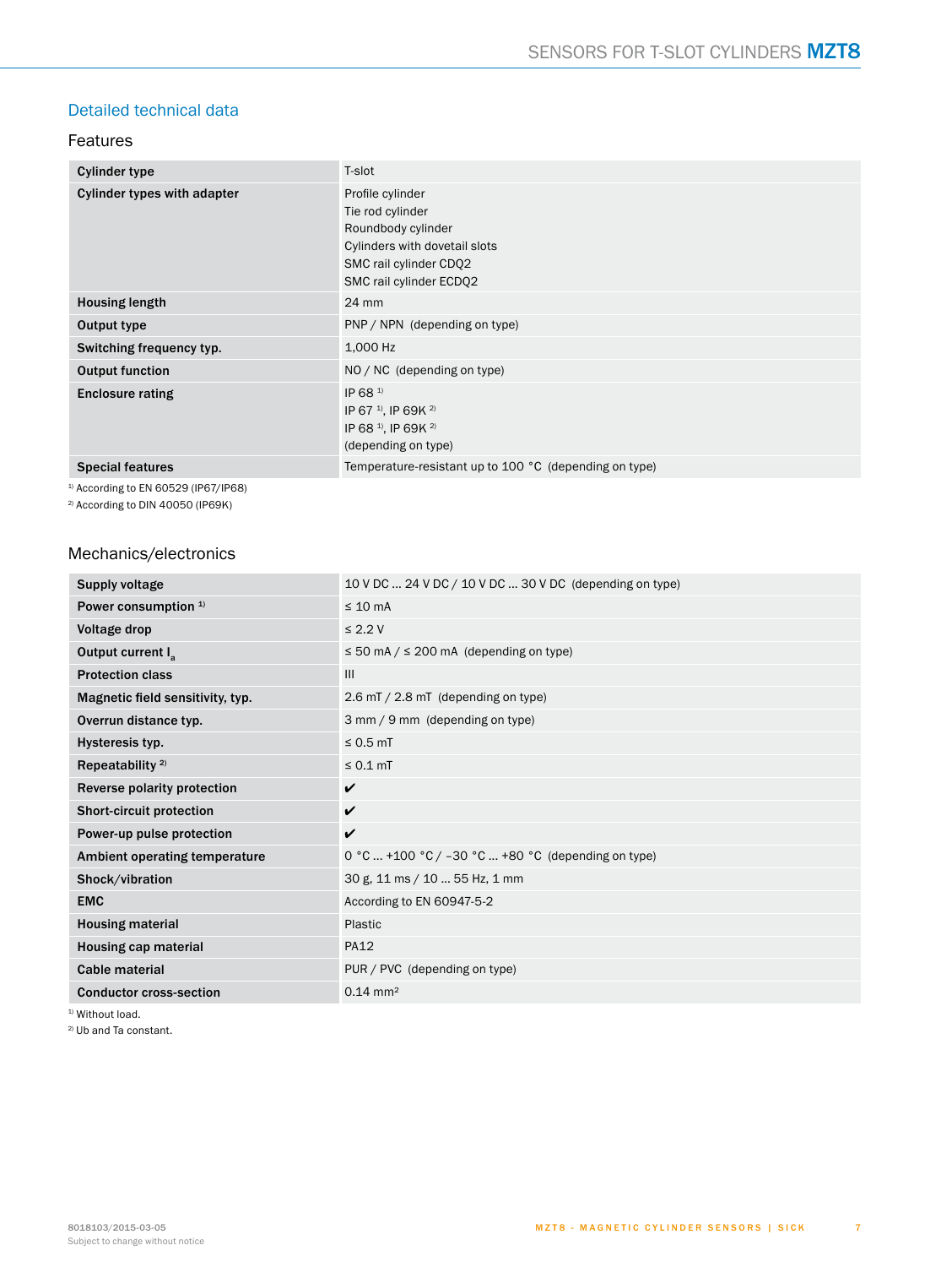## Detailed technical data

### Features

| | |
|---|---|
| **Cylinder type** | T-slot |
| **Cylinder types with adapter** | Profile cylinder<br>Tie rod cylinder<br>Roundbody cylinder<br>Cylinders with dovetail slots<br>SMC rail cylinder CDQ2<br>SMC rail cylinder ECDQ2 |
| **Housing length** | 24 mm |
| **Output type** | PNP / NPN (depending on type) |
| **Switching frequency typ.** | 1,000 Hz |
| **Output function** | NO / NC (depending on type) |
| **Enclosure rating** | IP 68 [1)]<br>IP 67 [1)], IP 69K [2)]<br>IP 68 [1)], IP 69K [2)]<br>(depending on type) |
| **Special features** | Temperature-resistant up to 100 °C (depending on type) |

[1)] According to EN 60529 (IP67/IP68)

[2)] According to DIN 40050 (IP69K)

### Mechanics/electronics

| | |
|---|---|
| **Supply voltage** | 10 V DC ... 24 V DC / 10 V DC ... 30 V DC (depending on type) |
| **Power consumption** [1)] | ≤ 10 mA |
| **Voltage drop** | ≤ 2.2 V |
| **Output current $I_a$** | ≤ 50 mA / ≤ 200 mA (depending on type) |
| **Protection class** | III |
| **Magnetic field sensitivity, typ.** | 2.6 mT / 2.8 mT (depending on type) |
| **Overrun distance typ.** | 3 mm / 9 mm (depending on type) |
| **Hysteresis typ.** | ≤ 0.5 mT |
| **Repeatability** [2)] | ≤ 0.1 mT |
| **Reverse polarity protection** | ✔ |
| **Short-circuit protection** | ✔ |
| **Power-up pulse protection** | ✔ |
| **Ambient operating temperature** | 0 °C ... +100 °C / –30 °C ... +80 °C (depending on type) |
| **Shock/vibration** | 30 g, 11 ms / 10 ... 55 Hz, 1 mm |
| **EMC** | According to EN 60947-5-2 |
| **Housing material** | Plastic |
| **Housing cap material** | PA12 |
| **Cable material** | PUR / PVC (depending on type) |
| **Conductor cross-section** | 0.14 mm² |

[1)] Without load.

[2)] Ub and Ta constant.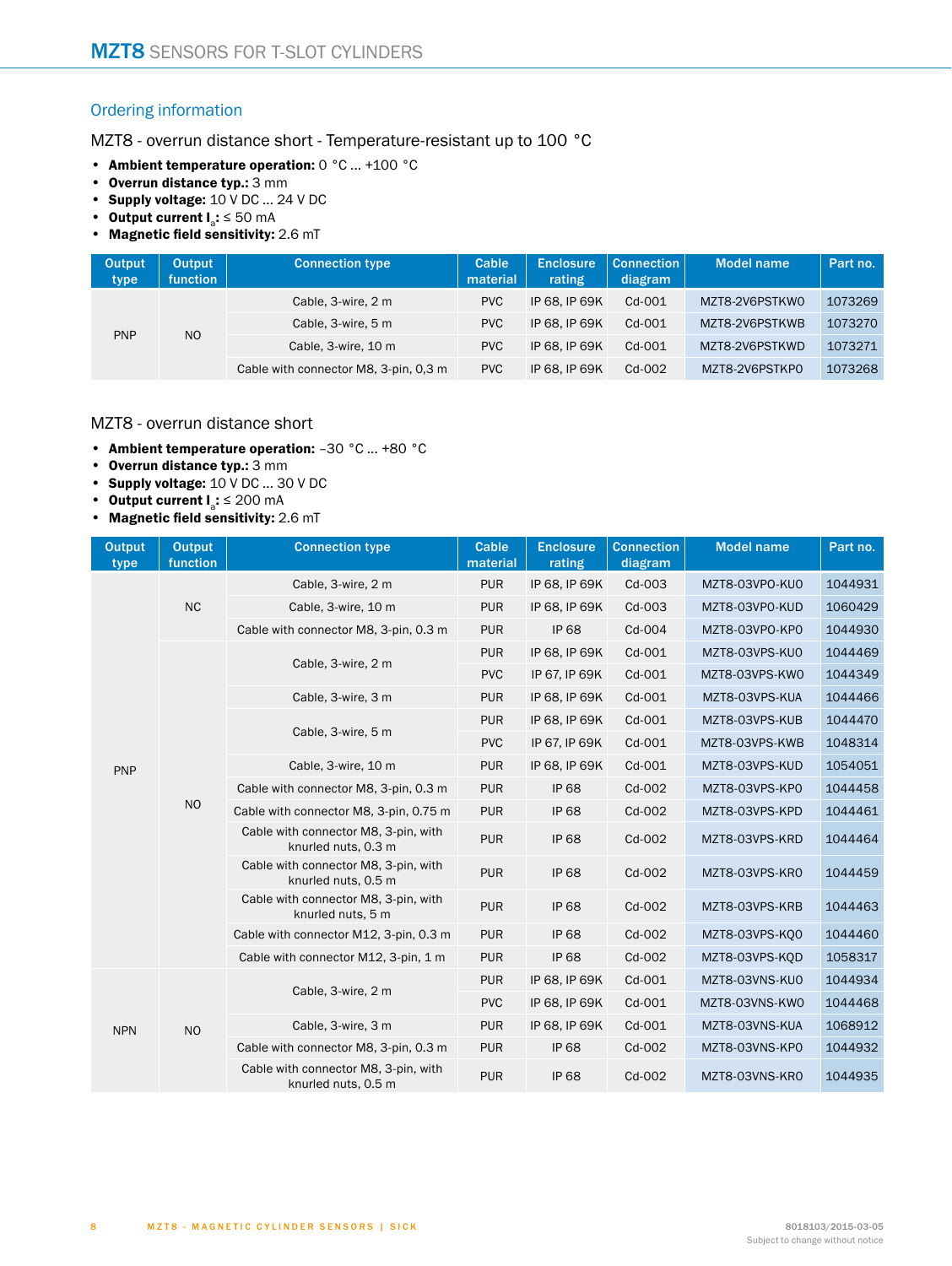## Ordering information

### MZT8 - overrun distance short - Temperature-resistant up to 100 °C

- **Ambient temperature operation:** 0 °C ... +100 °C
- **Overrun distance typ.:** 3 mm
- **Supply voltage:** 10 V DC ... 24 V DC
- **Output current $I_a$:** ≤ 50 mA
- **Magnetic field sensitivity:** 2.6 mT

| Output type | Output function | Connection type | Cable material | Enclosure rating | Connection diagram | Model name | Part no. |
|---|---|---|---|---|---|---|---|
| PNP | NO | Cable, 3-wire, 2 m | PVC | IP 68, IP 69K | Cd-001 | MZT8-2V6PSTKW0 | 1073269 |
| | | Cable, 3-wire, 5 m | PVC | IP 68, IP 69K | Cd-001 | MZT8-2V6PSTKWB | 1073270 |
| | | Cable, 3-wire, 10 m | PVC | IP 68, IP 69K | Cd-001 | MZT8-2V6PSTKWD | 1073271 |
| | | Cable with connector M8, 3-pin, 0,3 m | PVC | IP 68, IP 69K | Cd-002 | MZT8-2V6PSTKP0 | 1073268 |

### MZT8 - overrun distance short

- **Ambient temperature operation:** –30 °C ... +80 °C
- **Overrun distance typ.:** 3 mm
- **Supply voltage:** 10 V DC ... 30 V DC
- **Output current $I_a$:** ≤ 200 mA
- **Magnetic field sensitivity:** 2.6 mT

| Output type | Output function | Connection type | Cable material | Enclosure rating | Connection diagram | Model name | Part no. |
|---|---|---|---|---|---|---|---|
| PNP | NC | Cable, 3-wire, 2 m | PUR | IP 68, IP 69K | Cd-003 | MZT8-03VPO-KU0 | 1044931 |
| | | Cable, 3-wire, 10 m | PUR | IP 68, IP 69K | Cd-003 | MZT8-03VPO-KUD | 1060429 |
| | | Cable with connector M8, 3-pin, 0.3 m | PUR | IP 68 | Cd-004 | MZT8-03VPO-KP0 | 1044930 |
| | NO | Cable, 3-wire, 2 m | PUR | IP 68, IP 69K | Cd-001 | MZT8-03VPS-KU0 | 1044469 |
| | | | PVC | IP 67, IP 69K | Cd-001 | MZT8-03VPS-KW0 | 1044349 |
| | | Cable, 3-wire, 3 m | PUR | IP 68, IP 69K | Cd-001 | MZT8-03VPS-KUA | 1044466 |
| | | Cable, 3-wire, 5 m | PUR | IP 68, IP 69K | Cd-001 | MZT8-03VPS-KUB | 1044470 |
| | | | PVC | IP 67, IP 69K | Cd-001 | MZT8-03VPS-KWB | 1048314 |
| | | Cable, 3-wire, 10 m | PUR | IP 68, IP 69K | Cd-001 | MZT8-03VPS-KUD | 1054051 |
| | | Cable with connector M8, 3-pin, 0.3 m | PUR | IP 68 | Cd-002 | MZT8-03VPS-KP0 | 1044458 |
| | | Cable with connector M8, 3-pin, 0.75 m | PUR | IP 68 | Cd-002 | MZT8-03VPS-KPD | 1044461 |
| | | Cable with connector M8, 3-pin, with knurled nuts, 0.3 m | PUR | IP 68 | Cd-002 | MZT8-03VPS-KRD | 1044464 |
| | | Cable with connector M8, 3-pin, with knurled nuts, 0.5 m | PUR | IP 68 | Cd-002 | MZT8-03VPS-KR0 | 1044459 |
| | | Cable with connector M8, 3-pin, with knurled nuts, 5 m | PUR | IP 68 | Cd-002 | MZT8-03VPS-KRB | 1044463 |
| | | Cable with connector M12, 3-pin, 0.3 m | PUR | IP 68 | Cd-002 | MZT8-03VPS-KQ0 | 1044460 |
| | | Cable with connector M12, 3-pin, 1 m | PUR | IP 68 | Cd-002 | MZT8-03VPS-KQD | 1058317 |
| NPN | NO | Cable, 3-wire, 2 m | PUR | IP 68, IP 69K | Cd-001 | MZT8-03VNS-KU0 | 1044934 |
| | | | PVC | IP 68, IP 69K | Cd-001 | MZT8-03VNS-KW0 | 1044468 |
| | | Cable, 3-wire, 3 m | PUR | IP 68, IP 69K | Cd-001 | MZT8-03VNS-KUA | 1068912 |
| | | Cable with connector M8, 3-pin, 0.3 m | PUR | IP 68 | Cd-002 | MZT8-03VNS-KP0 | 1044932 |
| | | Cable with connector M8, 3-pin, with knurled nuts, 0.5 m | PUR | IP 68 | Cd-002 | MZT8-03VNS-KR0 | 1044935 |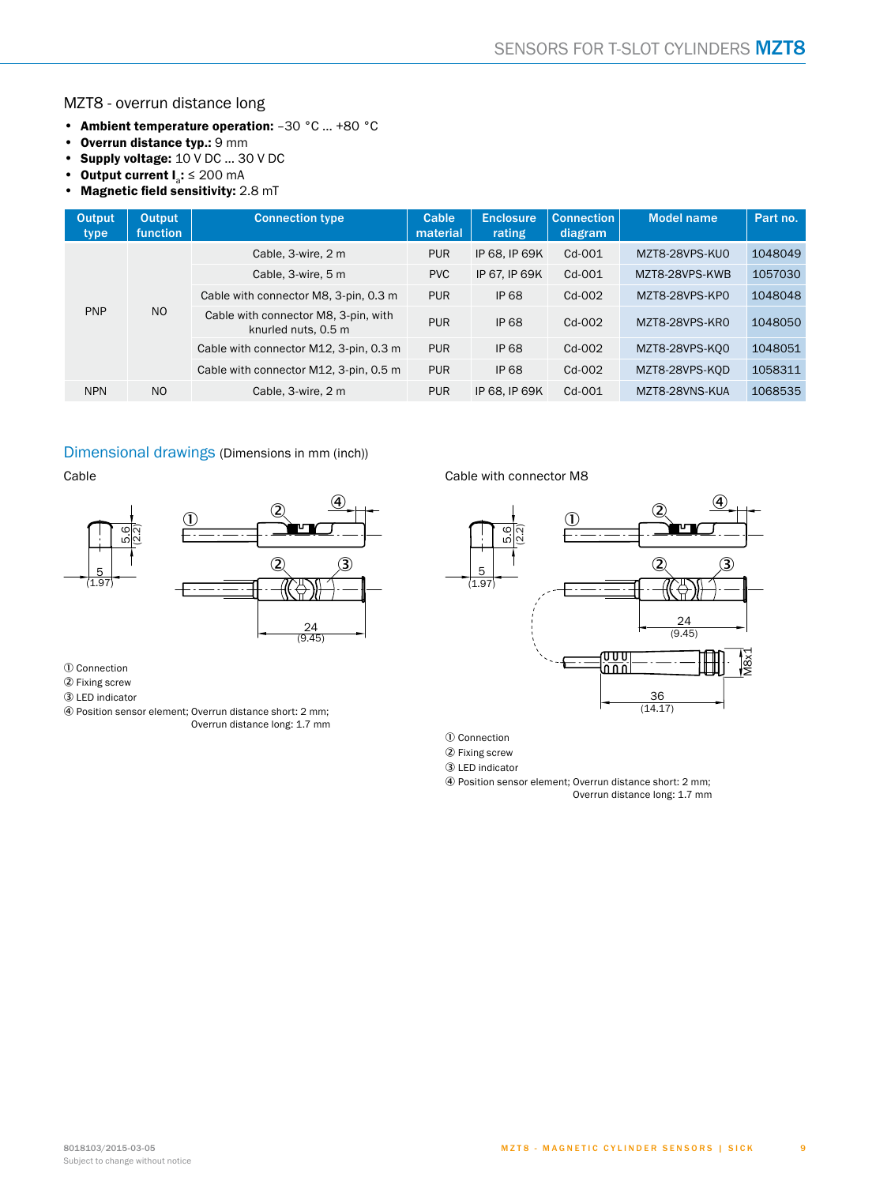## MZT8 - overrun distance long

- **Ambient temperature operation:** –30 °C ... +80 °C
- **Overrun distance typ.:** 9 mm
- **Supply voltage:** 10 V DC ... 30 V DC
- **Output current $I_a$:** ≤ 200 mA
- **Magnetic field sensitivity:** 2.8 mT

| Output type | Output function | Connection type | Cable material | Enclosure rating | Connection diagram | Model name | Part no. |
|---|---|---|---|---|---|---|---|
| PNP | NO | Cable, 3-wire, 2 m | PUR | IP 68, IP 69K | Cd-001 | MZT8-28VPS-KU0 | 1048049 |
| | | Cable, 3-wire, 5 m | PVC | IP 67, IP 69K | Cd-001 | MZT8-28VPS-KWB | 1057030 |
| | | Cable with connector M8, 3-pin, 0.3 m | PUR | IP 68 | Cd-002 | MZT8-28VPS-KP0 | 1048048 |
| | | Cable with connector M8, 3-pin, with knurled nuts, 0.5 m | PUR | IP 68 | Cd-002 | MZT8-28VPS-KR0 | 1048050 |
| | | Cable with connector M12, 3-pin, 0.3 m | PUR | IP 68 | Cd-002 | MZT8-28VPS-KQ0 | 1048051 |
| | | Cable with connector M12, 3-pin, 0.5 m | PUR | IP 68 | Cd-002 | MZT8-28VPS-KQD | 1058311 |
| NPN | NO | Cable, 3-wire, 2 m | PUR | IP 68, IP 69K | Cd-001 | MZT8-28VNS-KUA | 1068535 |

## Dimensional drawings (Dimensions in mm (inch))

### Cable

① Connection
② Fixing screw
③ LED indicator
④ Position sensor element; Overrun distance short: 2 mm; Overrun distance long: 1.7 mm

### Cable with connector M8

① Connection
② Fixing screw
③ LED indicator
④ Position sensor element; Overrun distance short: 2 mm; Overrun distance long: 1.7 mm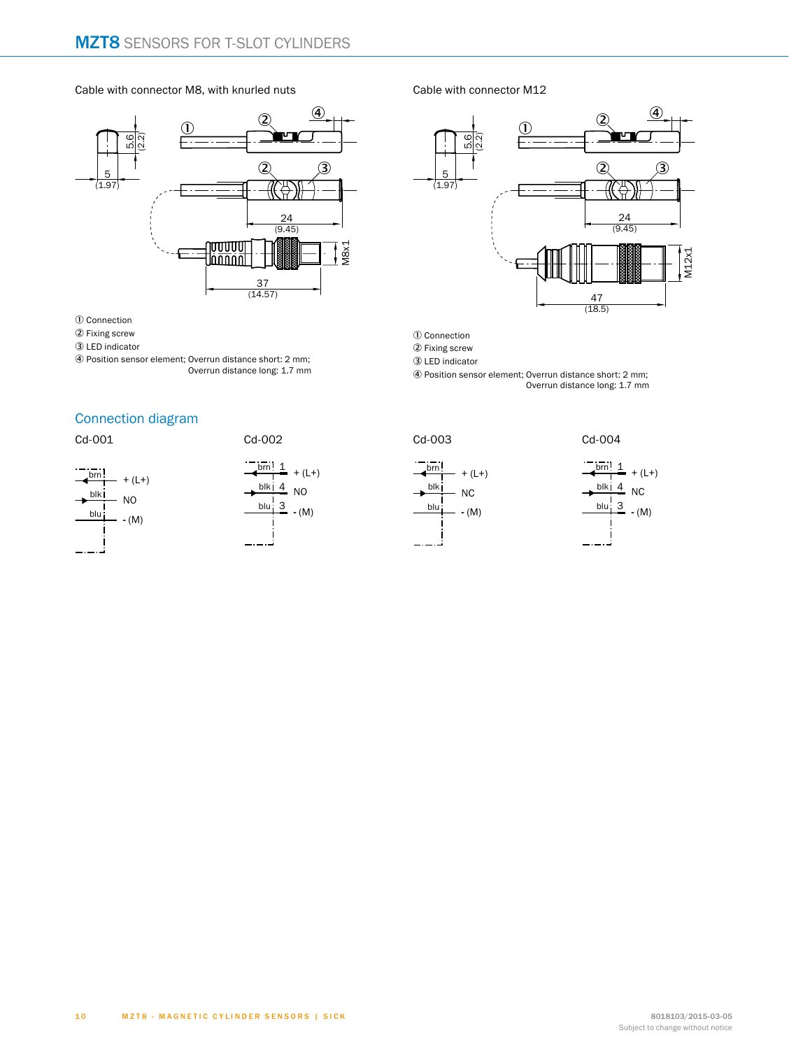Cable with connector M8, with knurled nuts

① Connection
② Fixing screw
③ LED indicator
④ Position sensor element; Overrun distance short: 2 mm; Overrun distance long: 1.7 mm

Cable with connector M12

① Connection
② Fixing screw
③ LED indicator
④ Position sensor element; Overrun distance short: 2 mm; Overrun distance long: 1.7 mm

## Connection diagram

Cd-001

brn + (L+)
blk NO
blu - (M)

Cd-002

brn 1 + (L+)
blk 4 NO
blu 3 - (M)

Cd-003

brn + (L+)
blk NC
blu - (M)

Cd-004

brn 1 + (L+)
blk 4 NC
blu 3 - (M)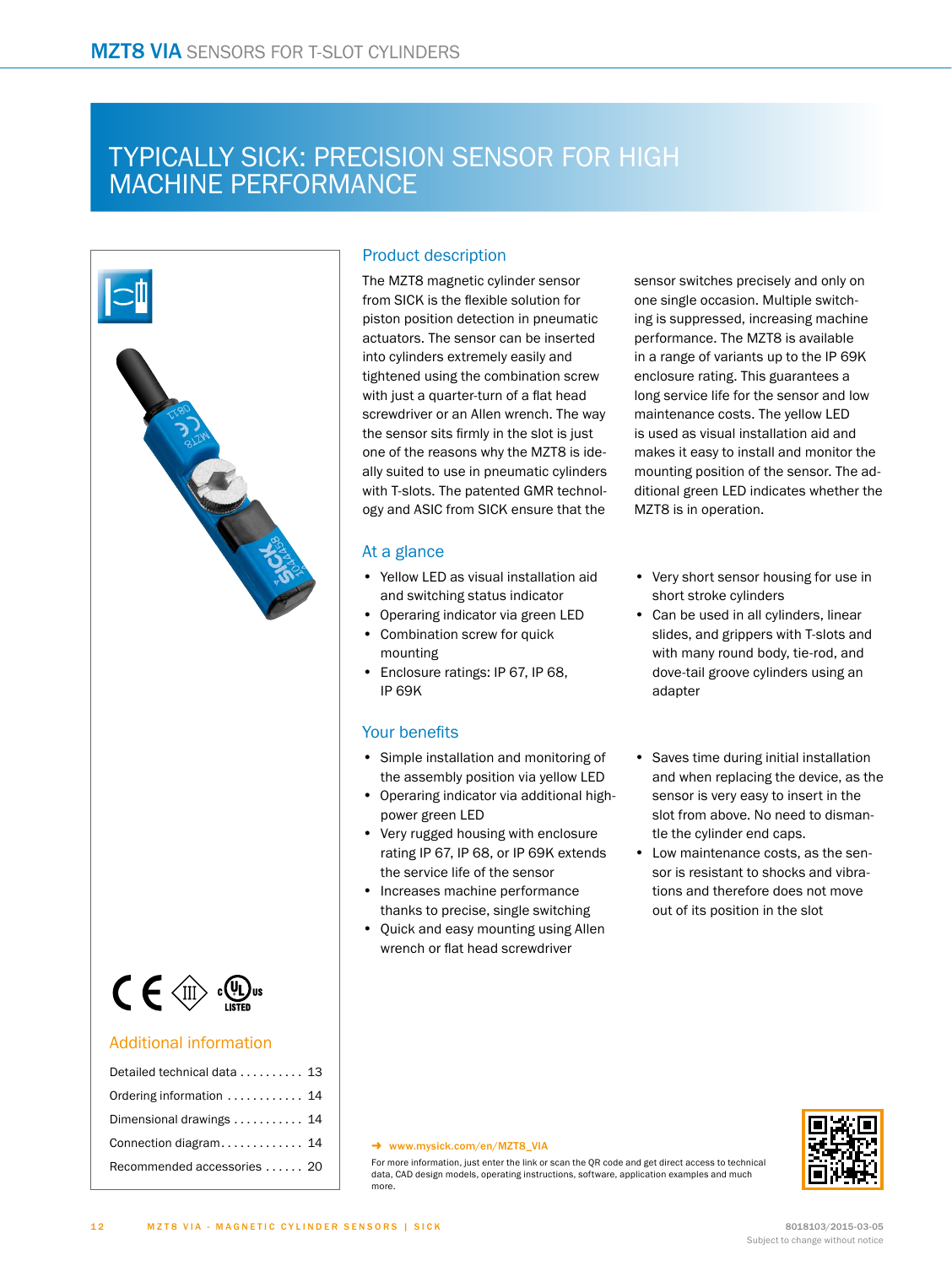# TYPICALLY SICK: PRECISION SENSOR FOR HIGH MACHINE PERFORMANCE

## Product description

The MZT8 magnetic cylinder sensor from SICK is the flexible solution for piston position detection in pneumatic actuators. The sensor can be inserted into cylinders extremely easily and tightened using the combination screw with just a quarter-turn of a flat head screwdriver or an Allen wrench. The way the sensor sits firmly in the slot is just one of the reasons why the MZT8 is ideally suited to use in pneumatic cylinders with T-slots. The patented GMR technology and ASIC from SICK ensure that the sensor switches precisely and only on one single occasion. Multiple switching is suppressed, increasing machine performance. The MZT8 is available in a range of variants up to the IP 69K enclosure rating. This guarantees a long service life for the sensor and low maintenance costs. The yellow LED is used as visual installation aid and makes it easy to install and monitor the mounting position of the sensor. The additional green LED indicates whether the MZT8 is in operation.

## At a glance

- Yellow LED as visual installation aid and switching status indicator
- Operaring indicator via green LED
- Combination screw for quick mounting
- Enclosure ratings: IP 67, IP 68, IP 69K
- Very short sensor housing for use in short stroke cylinders
- Can be used in all cylinders, linear slides, and grippers with T-slots and with many round body, tie-rod, and dove-tail groove cylinders using an adapter

## Your benefits

- Simple installation and monitoring of the assembly position via yellow LED
- Operaring indicator via additional high-power green LED
- Very rugged housing with enclosure rating IP 67, IP 68, or IP 69K extends the service life of the sensor
- Increases machine performance thanks to precise, single switching
- Quick and easy mounting using Allen wrench or flat head screwdriver
- Saves time during initial installation and when replacing the device, as the sensor is very easy to insert in the slot from above. No need to dismantle the cylinder end caps.
- Low maintenance costs, as the sensor is resistant to shocks and vibrations and therefore does not move out of its position in the slot

## Additional information

| | |
|---|---|
| Detailed technical data | 13 |
| Ordering information | 14 |
| Dimensional drawings | 14 |
| Connection diagram | 14 |
| Recommended accessories | 20 |

→ www.mysick.com/en/MZT8_VIA

For more information, just enter the link or scan the QR code and get direct access to technical data, CAD design models, operating instructions, software, application examples and much more.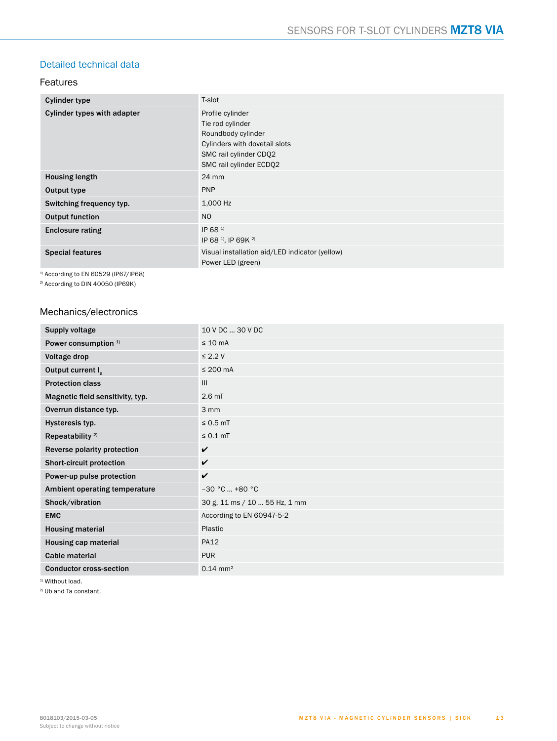## Detailed technical data

### Features

| | |
|---|---|
| **Cylinder type** | T-slot |
| **Cylinder types with adapter** | Profile cylinder<br>Tie rod cylinder<br>Roundbody cylinder<br>Cylinders with dovetail slots<br>SMC rail cylinder CDQ2<br>SMC rail cylinder ECDQ2 |
| **Housing length** | 24 mm |
| **Output type** | PNP |
| **Switching frequency typ.** | 1,000 Hz |
| **Output function** | NO |
| **Enclosure rating** | IP 68 [1]<br>IP 68 [1], IP 69K [2] |
| **Special features** | Visual installation aid/LED indicator (yellow)<br>Power LED (green) |

[1] According to EN 60529 (IP67/IP68)
[2] According to DIN 40050 (IP69K)

### Mechanics/electronics

| | |
|---|---|
| **Supply voltage** | 10 V DC ... 30 V DC |
| **Power consumption** [1] | ≤ 10 mA |
| **Voltage drop** | ≤ 2.2 V |
| **Output current $I_a$** | ≤ 200 mA |
| **Protection class** | III |
| **Magnetic field sensitivity, typ.** | 2.6 mT |
| **Overrun distance typ.** | 3 mm |
| **Hysteresis typ.** | ≤ 0.5 mT |
| **Repeatability** [2] | ≤ 0.1 mT |
| **Reverse polarity protection** | ✔ |
| **Short-circuit protection** | ✔ |
| **Power-up pulse protection** | ✔ |
| **Ambient operating temperature** | –30 °C ... +80 °C |
| **Shock/vibration** | 30 g, 11 ms / 10 ... 55 Hz, 1 mm |
| **EMC** | According to EN 60947-5-2 |
| **Housing material** | Plastic |
| **Housing cap material** | PA12 |
| **Cable material** | PUR |
| **Conductor cross-section** | 0.14 mm² |

[1] Without load.
[2] Ub and Ta constant.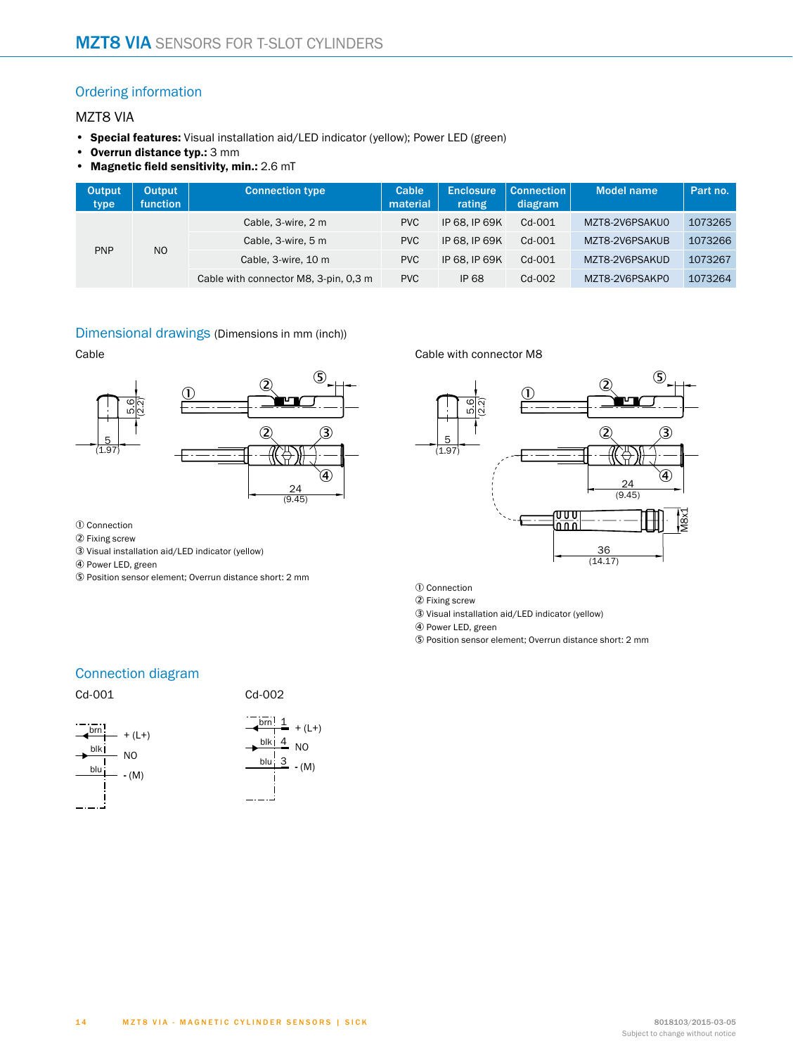# MZT8 VIA SENSORS FOR T-SLOT CYLINDERS

## Ordering information

### MZT8 VIA

- **Special features:** Visual installation aid/LED indicator (yellow); Power LED (green)
- **Overrun distance typ.:** 3 mm
- **Magnetic field sensitivity, min.:** 2.6 mT

| Output type | Output function | Connection type | Cable material | Enclosure rating | Connection diagram | Model name | Part no. |
|---|---|---|---|---|---|---|---|
| PNP | NO | Cable, 3-wire, 2 m | PVC | IP 68, IP 69K | Cd-001 | MZT8-2V6PSAKU0 | 1073265 |
| | | Cable, 3-wire, 5 m | PVC | IP 68, IP 69K | Cd-001 | MZT8-2V6PSAKUB | 1073266 |
| | | Cable, 3-wire, 10 m | PVC | IP 68, IP 69K | Cd-001 | MZT8-2V6PSAKUD | 1073267 |
| | | Cable with connector M8, 3-pin, 0,3 m | PVC | IP 68 | Cd-002 | MZT8-2V6PSAKP0 | 1073264 |

## Dimensional drawings (Dimensions in mm (inch))

### Cable

① Connection
② Fixing screw
③ Visual installation aid/LED indicator (yellow)
④ Power LED, green
⑤ Position sensor element; Overrun distance short: 2 mm

### Cable with connector M8

① Connection
② Fixing screw
③ Visual installation aid/LED indicator (yellow)
④ Power LED, green
⑤ Position sensor element; Overrun distance short: 2 mm

## Connection diagram

### Cd-001

brn + (L+)
blk NO
blu - (M)

### Cd-002

brn 1 + (L+)
blk 4 NO
blu 3 - (M)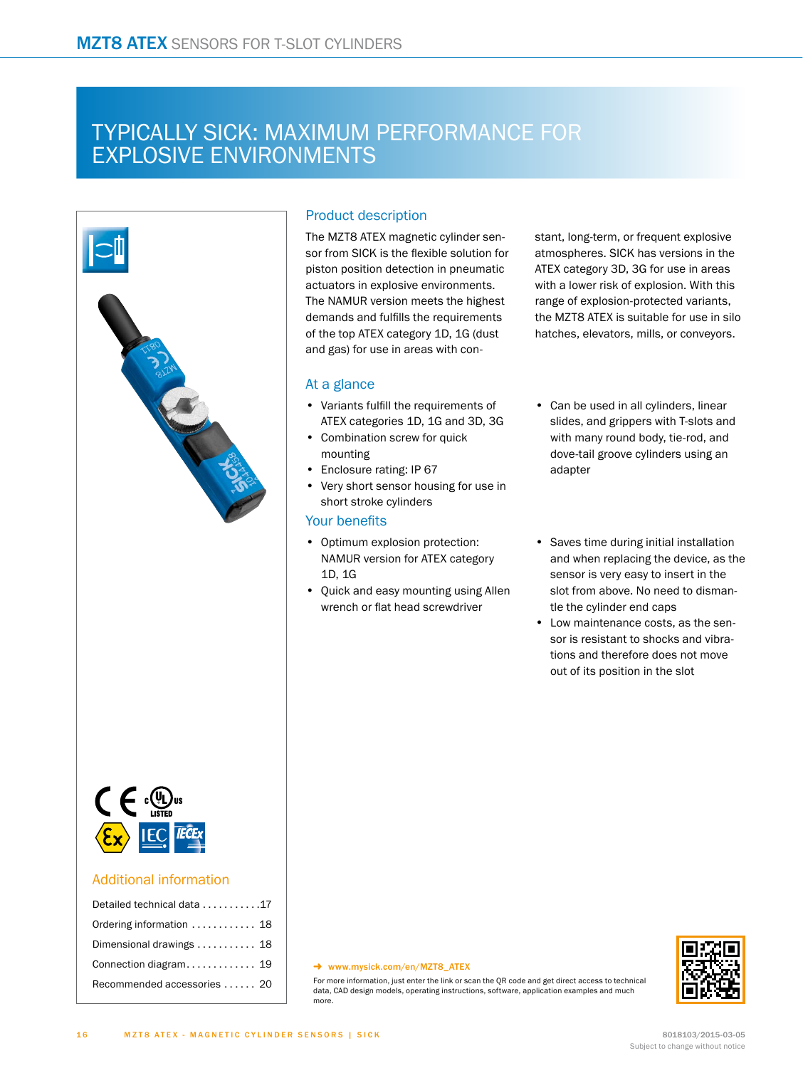# TYPICALLY SICK: MAXIMUM PERFORMANCE FOR EXPLOSIVE ENVIRONMENTS

## Product description

The MZT8 ATEX magnetic cylinder sensor from SICK is the flexible solution for piston position detection in pneumatic actuators in explosive environments. The NAMUR version meets the highest demands and fulfills the requirements of the top ATEX category 1D, 1G (dust and gas) for use in areas with constant, long-term, or frequent explosive atmospheres. SICK has versions in the ATEX category 3D, 3G for use in areas with a lower risk of explosion. With this range of explosion-protected variants, the MZT8 ATEX is suitable for use in silo hatches, elevators, mills, or conveyors.

## At a glance

- Variants fulfill the requirements of ATEX categories 1D, 1G and 3D, 3G
- Combination screw for quick mounting
- Enclosure rating: IP 67
- Very short sensor housing for use in short stroke cylinders
- Can be used in all cylinders, linear slides, and grippers with T-slots and with many round body, tie-rod, and dove-tail groove cylinders using an adapter

## Your benefits

- Optimum explosion protection: NAMUR version for ATEX category 1D, 1G
- Quick and easy mounting using Allen wrench or flat head screwdriver
- Saves time during initial installation and when replacing the device, as the sensor is very easy to insert in the slot from above. No need to dismantle the cylinder end caps
- Low maintenance costs, as the sensor is resistant to shocks and vibrations and therefore does not move out of its position in the slot

## Additional information

Detailed technical data ........... 17
Ordering information ............ 18
Dimensional drawings ........... 18
Connection diagram............. 19
Recommended accessories ...... 20

→ www.mysick.com/en/MZT8_ATEX

For more information, just enter the link or scan the QR code and get direct access to technical data, CAD design models, operating instructions, software, application examples and much more.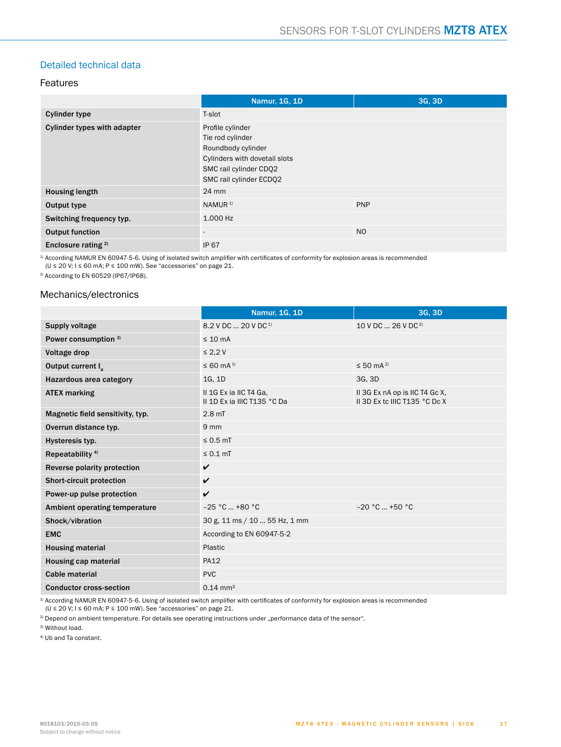## Detailed technical data

### Features

| | Namur, 1G, 1D | 3G, 3D |
|---|---|---|
| **Cylinder type** | T-slot | |
| **Cylinder types with adapter** | Profile cylinder<br>Tie rod cylinder<br>Roundbody cylinder<br>Cylinders with dovetail slots<br>SMC rail cylinder CDQ2<br>SMC rail cylinder ECDQ2 | |
| **Housing length** | 24 mm | |
| **Output type** | NAMUR [1] | PNP |
| **Switching frequency typ.** | 1.000 Hz | |
| **Output function** | - | NO |
| **Enclosure rating [2]** | IP 67 | |

[1] According NAMUR EN 60947-5-6. Using of isolated switch amplifier with certificates of conformity for explosion areas is recommended (U ≤ 20 V; I ≤ 60 mA; P ≤ 100 mW). See "accessories" on page 21.

[2] According to EN 60529 (IP67/IP68).

### Mechanics/electronics

| | Namur, 1G, 1D | 3G, 3D |
|---|---|---|
| **Supply voltage** | 8.2 V DC ... 20 V DC [1] | 10 V DC ... 26 V DC [2] |
| **Power consumption [3]** | ≤ 10 mA | |
| **Voltage drop** | ≤ 2,2 V | |
| **Output current $I_a$** | ≤ 60 mA [1] | ≤ 50 mA [2] |
| **Hazardous area category** | 1G, 1D | 3G, 3D |
| **ATEX marking** | II 1G Ex ia IIC T4 Ga,<br>II 1D Ex ia IIIC T135 °C Da | II 3G Ex nA op is IIC T4 Gc X,<br>II 3D Ex tc IIIC T135 °C Dc X |
| **Magnetic field sensitivity, typ.** | 2.8 mT | |
| **Overrun distance typ.** | 9 mm | |
| **Hysteresis typ.** | ≤ 0.5 mT | |
| **Repeatability [4]** | ≤ 0.1 mT | |
| **Reverse polarity protection** | ✔ | |
| **Short-circuit protection** | ✔ | |
| **Power-up pulse protection** | ✔ | |
| **Ambient operating temperature** | –25 °C ... +80 °C | –20 °C ... +50 °C |
| **Shock/vibration** | 30 g, 11 ms / 10 ... 55 Hz, 1 mm | |
| **EMC** | According to EN 60947-5-2 | |
| **Housing material** | Plastic | |
| **Housing cap material** | PA12 | |
| **Cable material** | PVC | |
| **Conductor cross-section** | 0.14 mm² | |

[1] According NAMUR EN 60947-5-6. Using of isolated switch amplifier with certificates of conformity for explosion areas is recommended (U ≤ 20 V; I ≤ 60 mA; P ≤ 100 mW). See "accessories" on page 21.

[2] Depend on ambient temperature. For details see operating instructions under „performance data of the sensor".

[3] Without load.

[4] Ub and Ta constant.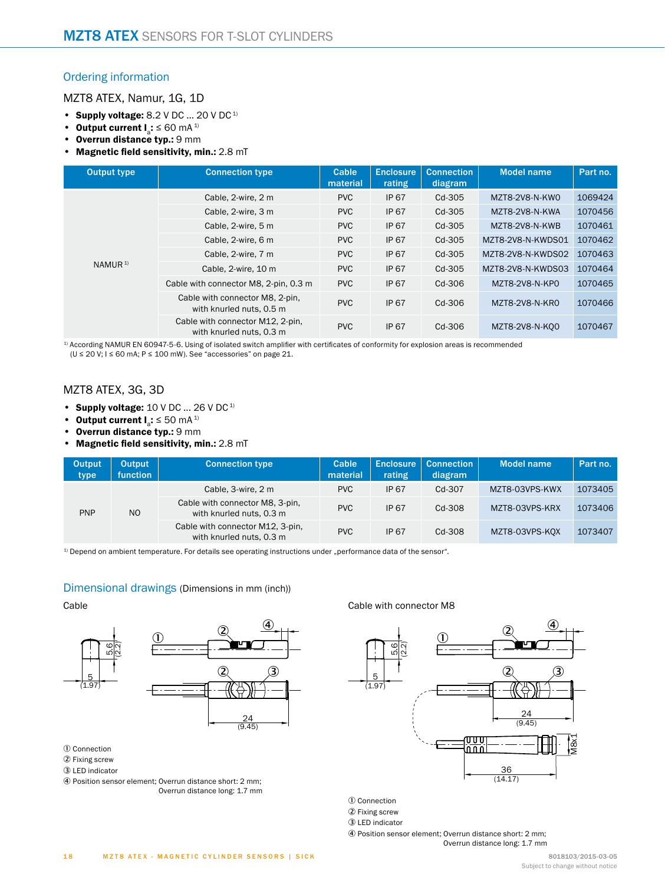## Ordering information

### MZT8 ATEX, Namur, 1G, 1D

- **Supply voltage:** 8.2 V DC ... 20 V DC [1)]
- **Output current $I_a$:** ≤ 60 mA [1)]
- **Overrun distance typ.:** 9 mm
- **Magnetic field sensitivity, min.:** 2.8 mT

| Output type | Connection type | Cable material | Enclosure rating | Connection diagram | Model name | Part no. |
|---|---|---|---|---|---|---|
| NAMUR [1)] | Cable, 2-wire, 2 m | PVC | IP 67 | Cd-305 | MZT8-2V8-N-KW0 | 1069424 |
| | Cable, 2-wire, 3 m | PVC | IP 67 | Cd-305 | MZT8-2V8-N-KWA | 1070456 |
| | Cable, 2-wire, 5 m | PVC | IP 67 | Cd-305 | MZT8-2V8-N-KWB | 1070461 |
| | Cable, 2-wire, 6 m | PVC | IP 67 | Cd-305 | MZT8-2V8-N-KWDS01 | 1070462 |
| | Cable, 2-wire, 7 m | PVC | IP 67 | Cd-305 | MZT8-2V8-N-KWDS02 | 1070463 |
| | Cable, 2-wire, 10 m | PVC | IP 67 | Cd-305 | MZT8-2V8-N-KWDS03 | 1070464 |
| | Cable with connector M8, 2-pin, 0.3 m | PVC | IP 67 | Cd-306 | MZT8-2V8-N-KP0 | 1070465 |
| | Cable with connector M8, 2-pin, with knurled nuts, 0.5 m | PVC | IP 67 | Cd-306 | MZT8-2V8-N-KR0 | 1070466 |
| | Cable with connector M12, 2-pin, with knurled nuts, 0.3 m | PVC | IP 67 | Cd-306 | MZT8-2V8-N-KQ0 | 1070467 |

[1)] According NAMUR EN 60947-5-6. Using of isolated switch amplifier with certificates of conformity for explosion areas is recommended (U ≤ 20 V; I ≤ 60 mA; P ≤ 100 mW). See "accessories" on page 21.

### MZT8 ATEX, 3G, 3D

- **Supply voltage:** 10 V DC ... 26 V DC [1)]
- **Output current $I_a$:** ≤ 50 mA [1)]
- **Overrun distance typ.:** 9 mm
- **Magnetic field sensitivity, min.:** 2.8 mT

| Output type | Output function | Connection type | Cable material | Enclosure rating | Connection diagram | Model name | Part no. |
|---|---|---|---|---|---|---|---|
| PNP | NO | Cable, 3-wire, 2 m | PVC | IP 67 | Cd-307 | MZT8-03VPS-KWX | 1073405 |
| | | Cable with connector M8, 3-pin, with knurled nuts, 0.3 m | PVC | IP 67 | Cd-308 | MZT8-03VPS-KRX | 1073406 |
| | | Cable with connector M12, 3-pin, with knurled nuts, 0.3 m | PVC | IP 67 | Cd-308 | MZT8-03VPS-KQX | 1073407 |

[1)] Depend on ambient temperature. For details see operating instructions under „performance data of the sensor".

## Dimensional drawings (Dimensions in mm (inch))

### Cable

① Connection
② Fixing screw
③ LED indicator
④ Position sensor element; Overrun distance short: 2 mm; Overrun distance long: 1.7 mm

### Cable with connector M8

① Connection
② Fixing screw
③ LED indicator
④ Position sensor element; Overrun distance short: 2 mm; Overrun distance long: 1.7 mm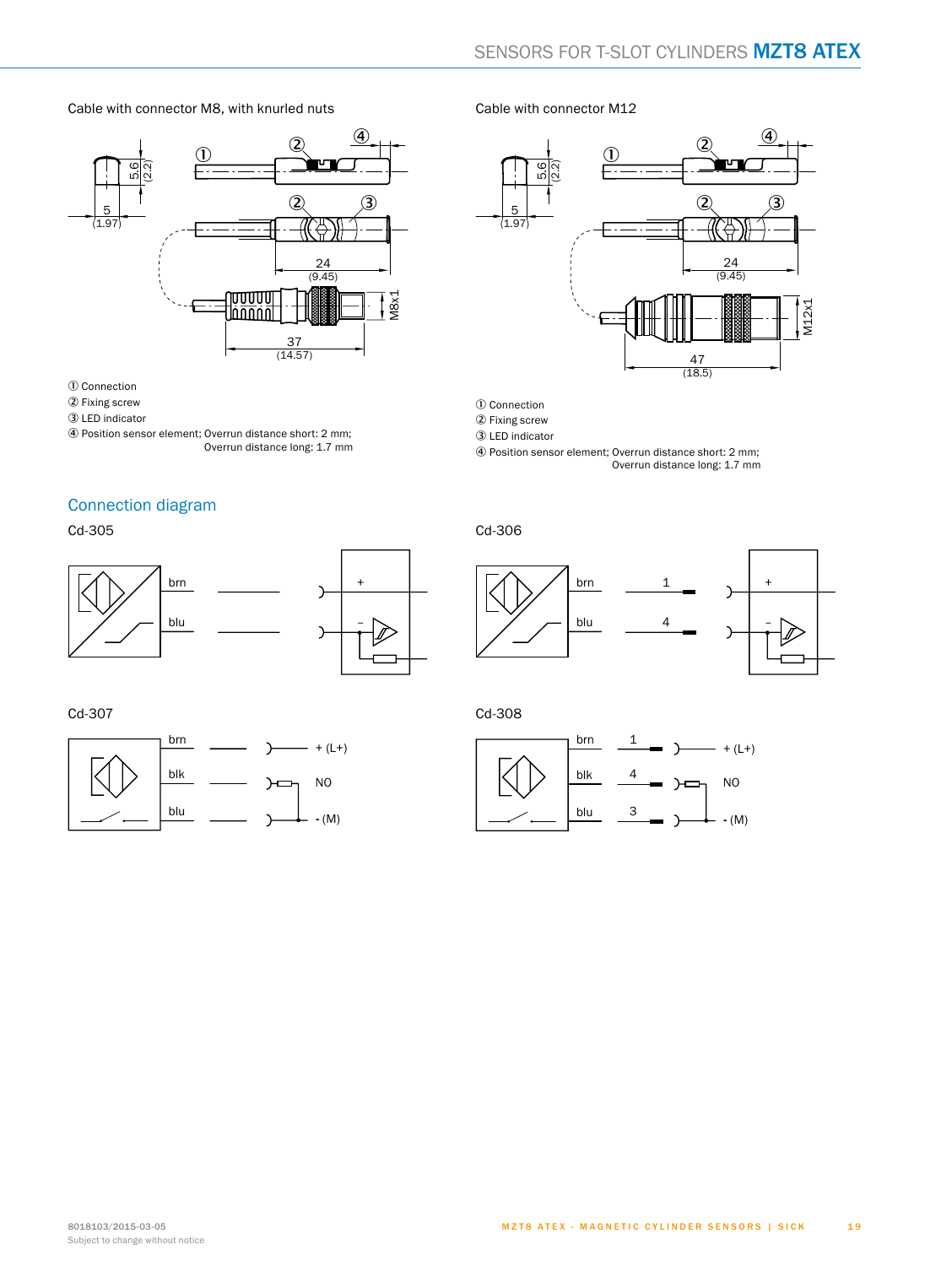Cable with connector M8, with knurled nuts

① Connection
② Fixing screw
③ LED indicator
④ Position sensor element; Overrun distance short: 2 mm;
Overrun distance long: 1.7 mm

Cable with connector M12

① Connection
② Fixing screw
③ LED indicator
④ Position sensor element; Overrun distance short: 2 mm;
Overrun distance long: 1.7 mm

## Connection diagram

Cd-305

Cd-306

Cd-307

Cd-308

8018103/2015-03-05
Subject to change without notice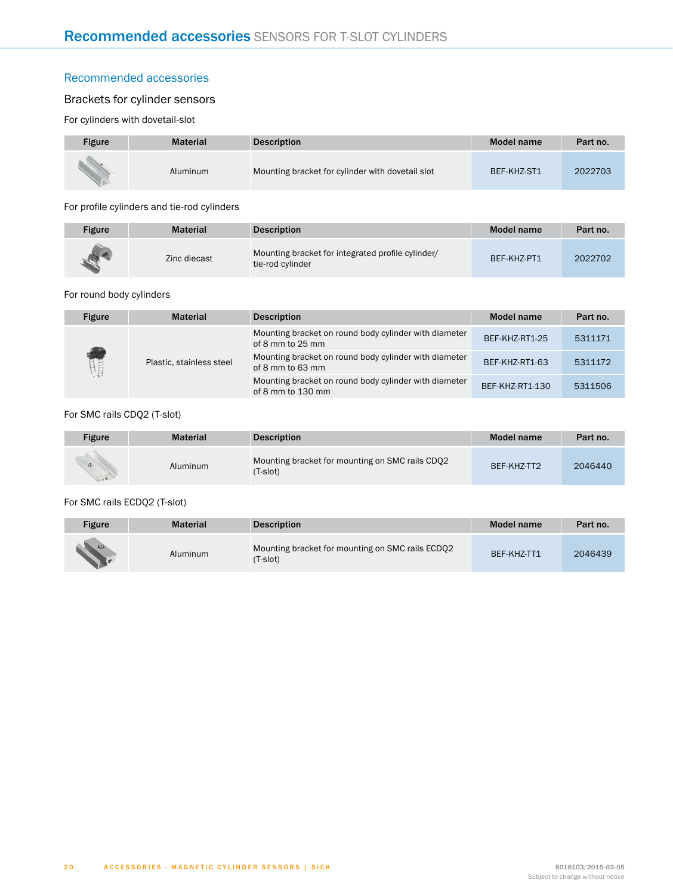## Recommended accessories

### Brackets for cylinder sensors

For cylinders with dovetail-slot

| Figure | Material | Description | Model name | Part no. |
|---|---|---|---|---|
| | Aluminum | Mounting bracket for cylinder with dovetail slot | BEF-KHZ-ST1 | 2022703 |

For profile cylinders and tie-rod cylinders

| Figure | Material | Description | Model name | Part no. |
|---|---|---|---|---|
| | Zinc diecast | Mounting bracket for integrated profile cylinder/ tie-rod cylinder | BEF-KHZ-PT1 | 2022702 |

For round body cylinders

| Figure | Material | Description | Model name | Part no. |
|---|---|---|---|---|
| | Plastic, stainless steel | Mounting bracket on round body cylinder with diameter of 8 mm to 25 mm | BEF-KHZ-RT1-25 | 5311171 |
| | | Mounting bracket on round body cylinder with diameter of 8 mm to 63 mm | BEF-KHZ-RT1-63 | 5311172 |
| | | Mounting bracket on round body cylinder with diameter of 8 mm to 130 mm | BEF-KHZ-RT1-130 | 5311506 |

For SMC rails CDQ2 (T-slot)

| Figure | Material | Description | Model name | Part no. |
|---|---|---|---|---|
| | Aluminum | Mounting bracket for mounting on SMC rails CDQ2 (T-slot) | BEF-KHZ-TT2 | 2046440 |

For SMC rails ECDQ2 (T-slot)

| Figure | Material | Description | Model name | Part no. |
|---|---|---|---|---|
| | Aluminum | Mounting bracket for mounting on SMC rails ECDQ2 (T-slot) | BEF-KHZ-TT1 | 2046439 |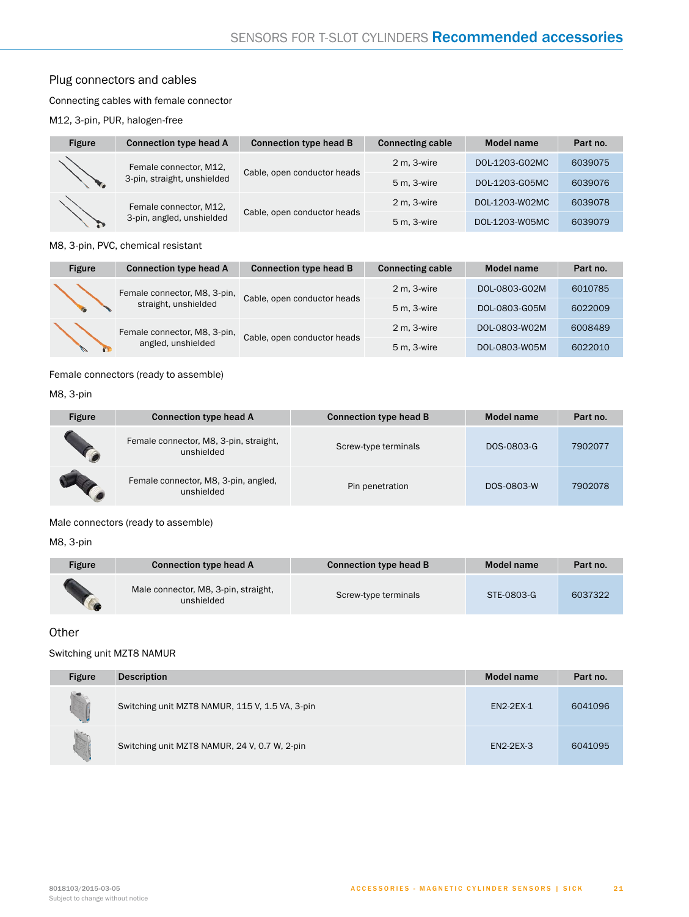## Plug connectors and cables

Connecting cables with female connector

M12, 3-pin, PUR, halogen-free

| Figure | Connection type head A | Connection type head B | Connecting cable | Model name | Part no. |
|---|---|---|---|---|---|
| | Female connector, M12, 3-pin, straight, unshielded | Cable, open conductor heads | 2 m, 3-wire | DOL-1203-G02MC | 6039075 |
| | | | 5 m, 3-wire | DOL-1203-G05MC | 6039076 |
| | Female connector, M12, 3-pin, angled, unshielded | Cable, open conductor heads | 2 m, 3-wire | DOL-1203-W02MC | 6039078 |
| | | | 5 m, 3-wire | DOL-1203-W05MC | 6039079 |

M8, 3-pin, PVC, chemical resistant

| Figure | Connection type head A | Connection type head B | Connecting cable | Model name | Part no. |
|---|---|---|---|---|---|
| | Female connector, M8, 3-pin, straight, unshielded | Cable, open conductor heads | 2 m, 3-wire | DOL-0803-G02M | 6010785 |
| | | | 5 m, 3-wire | DOL-0803-G05M | 6022009 |
| | Female connector, M8, 3-pin, angled, unshielded | Cable, open conductor heads | 2 m, 3-wire | DOL-0803-W02M | 6008489 |
| | | | 5 m, 3-wire | DOL-0803-W05M | 6022010 |

Female connectors (ready to assemble)

M8, 3-pin

| Figure | Connection type head A | Connection type head B | Model name | Part no. |
|---|---|---|---|---|
| | Female connector, M8, 3-pin, straight, unshielded | Screw-type terminals | DOS-0803-G | 7902077 |
| | Female connector, M8, 3-pin, angled, unshielded | Pin penetration | DOS-0803-W | 7902078 |

Male connectors (ready to assemble)

M8, 3-pin

| Figure | Connection type head A | Connection type head B | Model name | Part no. |
|---|---|---|---|---|
| | Male connector, M8, 3-pin, straight, unshielded | Screw-type terminals | STE-0803-G | 6037322 |

## Other

Switching unit MZT8 NAMUR

| Figure | Description | Model name | Part no. |
|---|---|---|---|
| | Switching unit MZT8 NAMUR, 115 V, 1.5 VA, 3-pin | EN2-2EX-1 | 6041096 |
| | Switching unit MZT8 NAMUR, 24 V, 0.7 W, 2-pin | EN2-2EX-3 | 6041095 |

8018103/2015-03-05
Subject to change without notice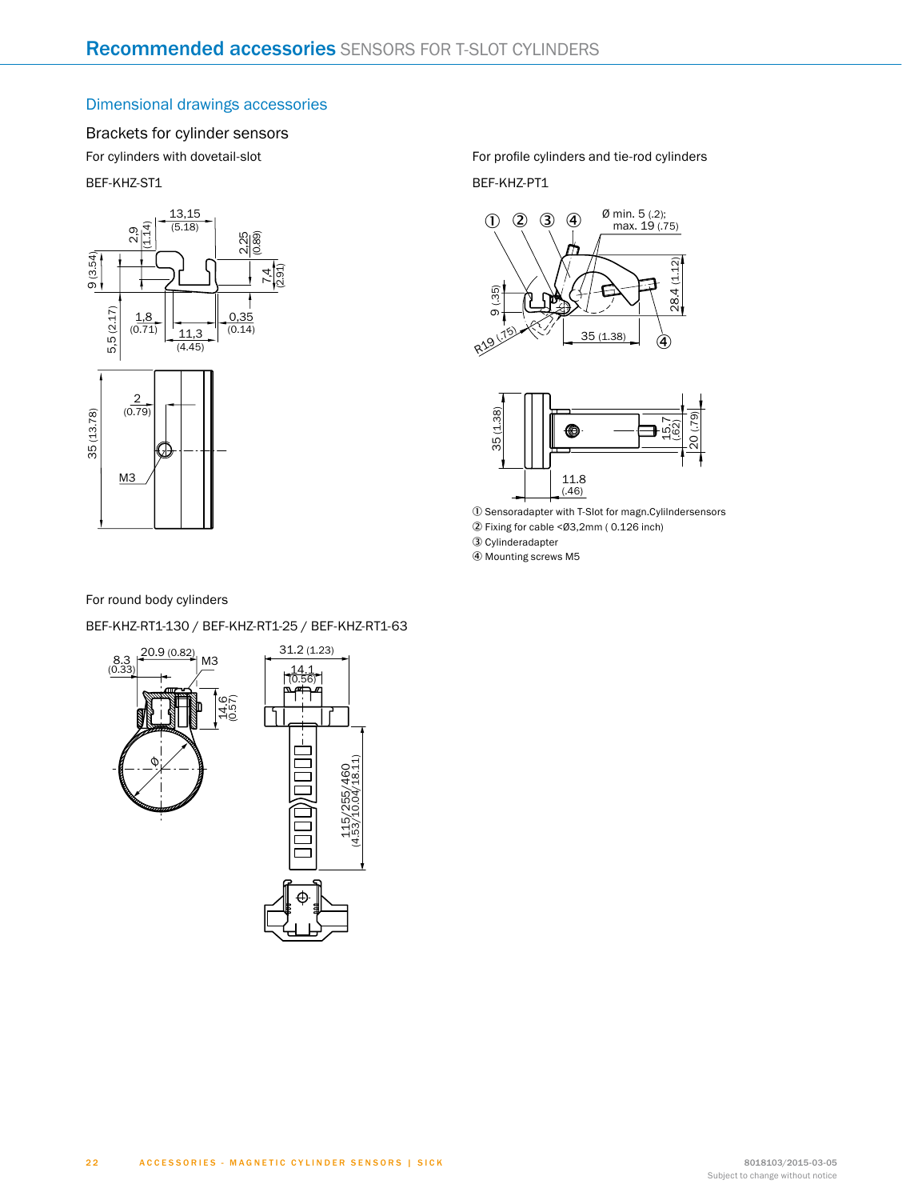# Recommended accessories SENSORS FOR T-SLOT CYLINDERS

## Dimensional drawings accessories

### Brackets for cylinder sensors

For cylinders with dovetail-slot

BEF-KHZ-ST1

For profile cylinders and tie-rod cylinders

BEF-KHZ-PT1

① Sensoradapter with T-Slot for magn.Cylilndersensors
② Fixing for cable <Ø3,2mm ( 0.126 inch)
③ Cylinderadapter
④ Mounting screws M5

For round body cylinders

BEF-KHZ-RT1-130 / BEF-KHZ-RT1-25 / BEF-KHZ-RT1-63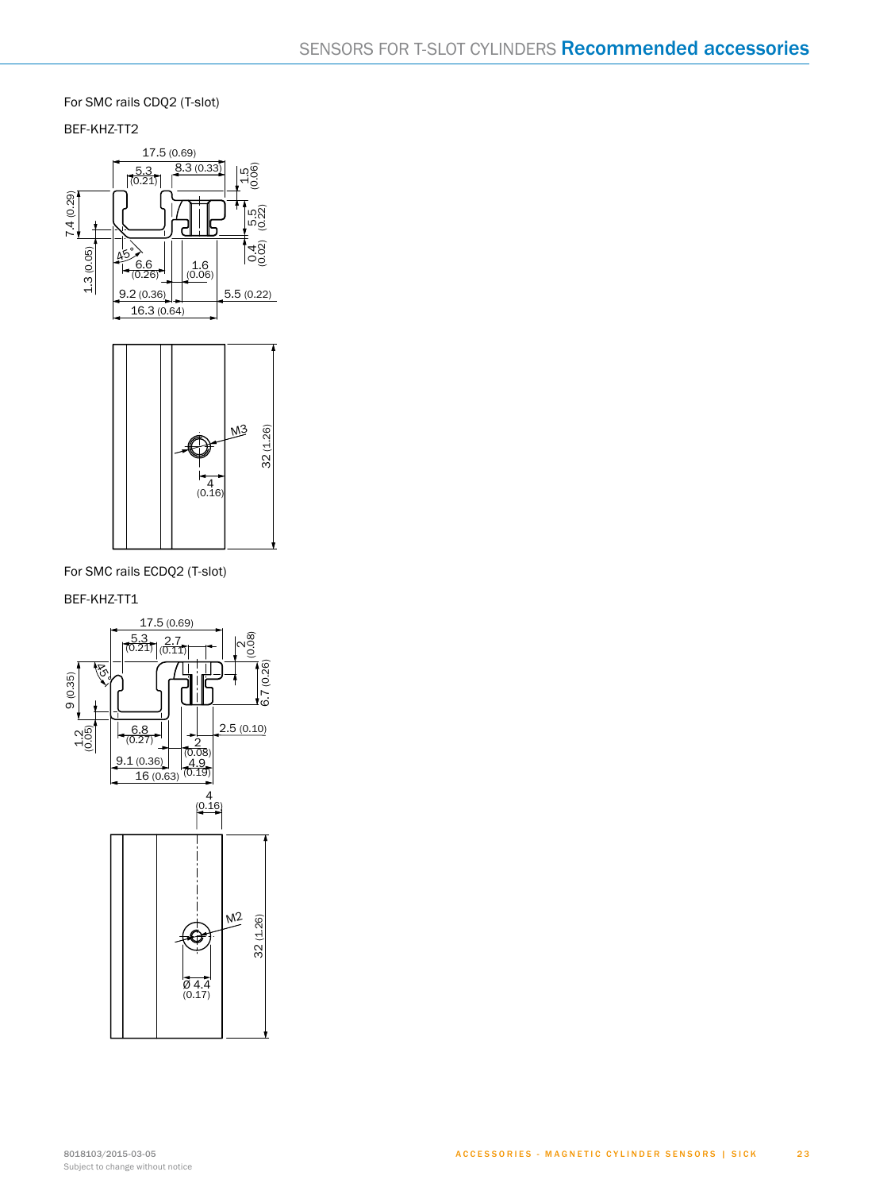For SMC rails CDQ2 (T-slot)

BEF-KHZ-TT2

For SMC rails ECDQ2 (T-slot)

BEF-KHZ-TT1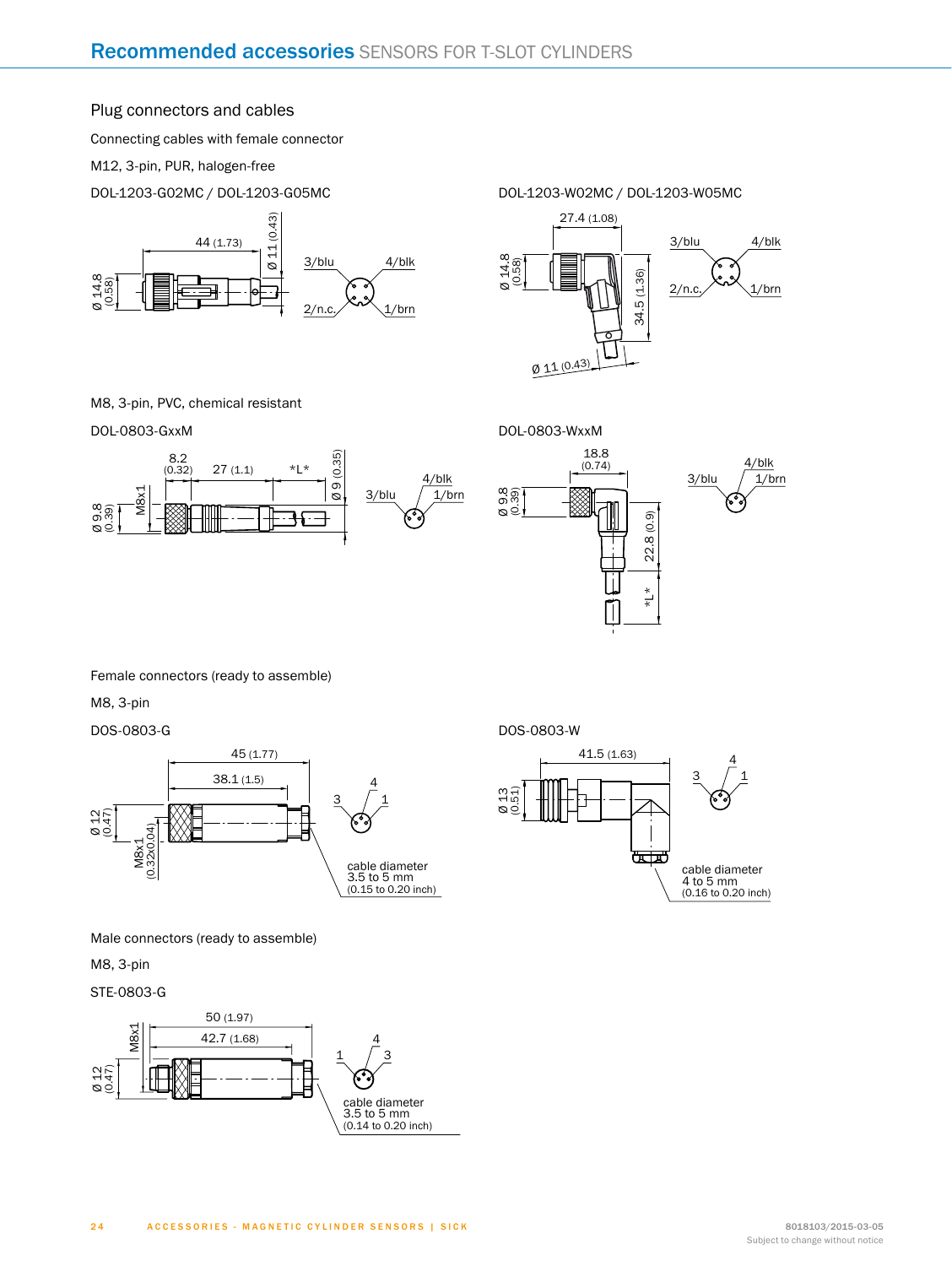# Recommended accessories SENSORS FOR T-SLOT CYLINDERS

## Plug connectors and cables

Connecting cables with female connector

M12, 3-pin, PUR, halogen-free

DOL-1203-G02MC / DOL-1203-G05MC

44 (1.73)
Ø 11 (0.43)
Ø 14.8 (0.58)
3/blu 4/blk 2/n.c. 1/brn

DOL-1203-W02MC / DOL-1203-W05MC

27.4 (1.08)
Ø 14.8 (0.58)
34.5 (1.36)
Ø 11 (0.43)
3/blu 4/blk 2/n.c. 1/brn

M8, 3-pin, PVC, chemical resistant

DOL-0803-GxxM

8.2 (0.32) 27 (1.1) *L*
Ø 9 (0.35)
Ø 9.8 (0.39)
M8x1
3/blu 4/blk 1/brn

DOL-0803-WxxM

18.8 (0.74)
Ø 9.8 (0.39)
22.8 (0.9)
*L*
3/blu 4/blk 1/brn

Female connectors (ready to assemble)

M8, 3-pin

DOS-0803-G

45 (1.77)
38.1 (1.5)
Ø 12 (0.47)
M8x1 (0.32x0.04)
3 4 1
cable diameter 3.5 to 5 mm (0.15 to 0.20 inch)

DOS-0803-W

41.5 (1.63)
Ø 13 (0.51)
3 4 1
cable diameter 4 to 5 mm (0.16 to 0.20 inch)

Male connectors (ready to assemble)

M8, 3-pin

STE-0803-G

50 (1.97)
42.7 (1.68)
M8x1
Ø 12 (0.47)
1 4 3
cable diameter 3.5 to 5 mm (0.14 to 0.20 inch)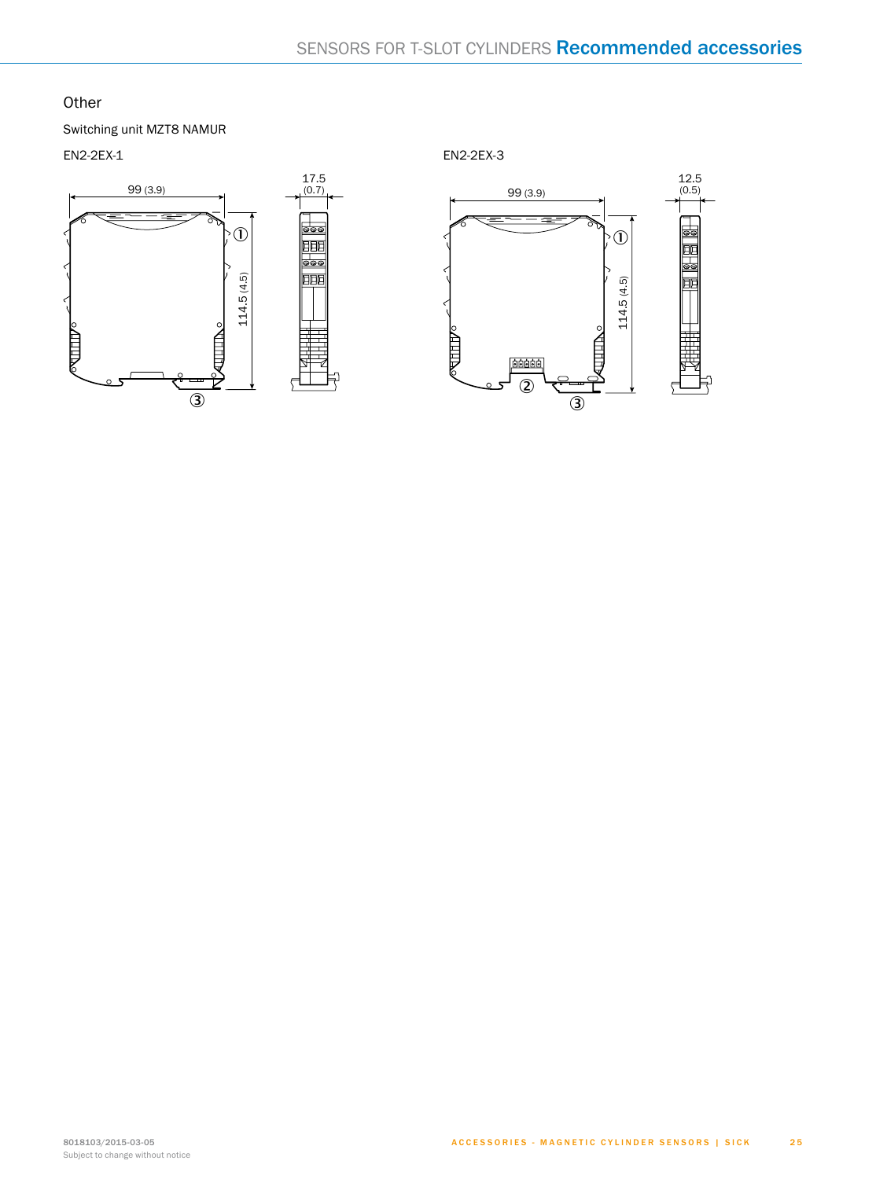### Other

Switching unit MZT8 NAMUR

EN2-2EX-1

99 (3.9)

17.5 (0.7)

114.5 (4.5)

①

③

EN2-2EX-3

99 (3.9)

12.5 (0.5)

114.5 (4.5)

①

②

③

8018103/2015-03-05
Subject to change without notice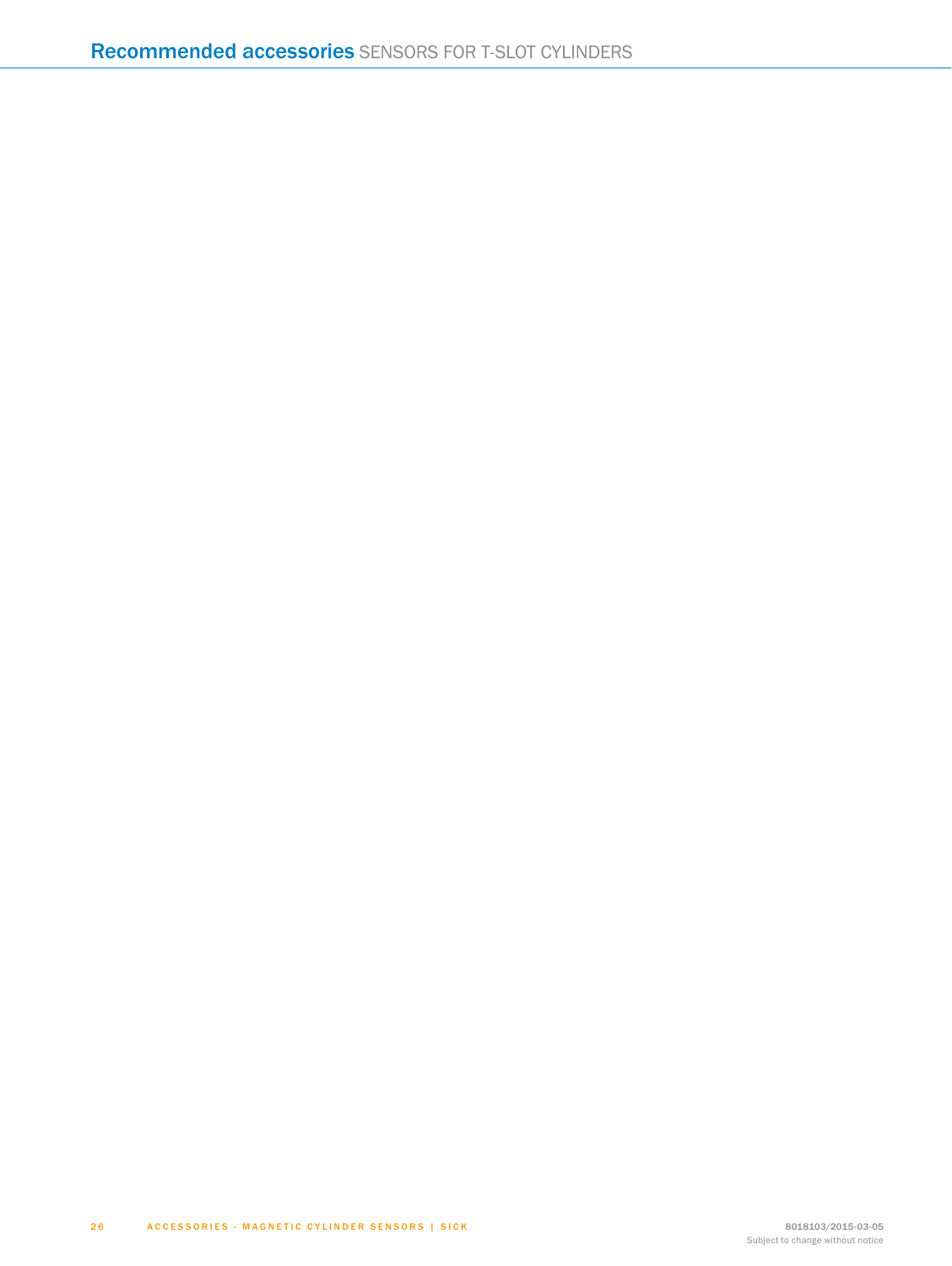# Recommended accessories SENSORS FOR T-SLOT CYLINDERS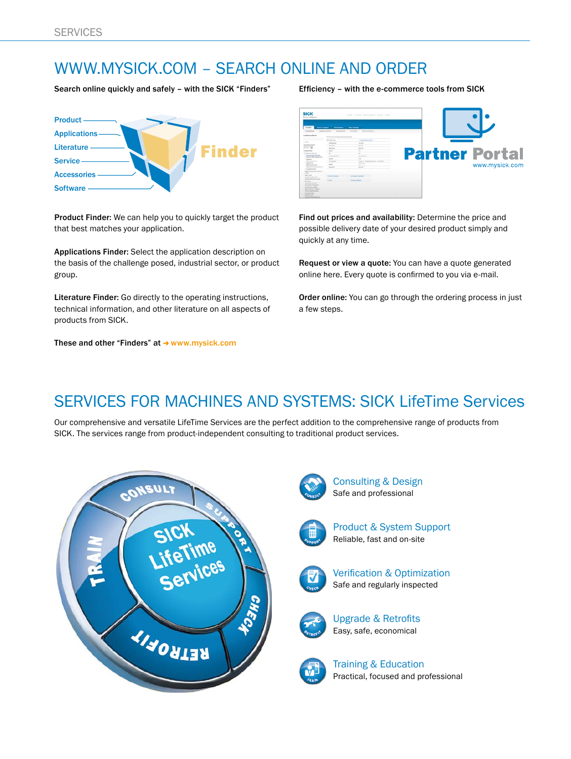## WWW.MYSICK.COM – SEARCH ONLINE AND ORDER

**Search online quickly and safely – with the SICK "Finders"**

Product
Applications
Literature
Service
Accessories
Software

Finder

**Product Finder:** We can help you to quickly target the product that best matches your application.

**Applications Finder:** Select the application description on the basis of the challenge posed, industrial sector, or product group.

**Literature Finder:** Go directly to the operating instructions, technical information, and other literature on all aspects of products from SICK.

**These and other "Finders" at** ➜ www.mysick.com

**Efficiency – with the e-commerce tools from SICK**

Partner Portal
www.mysick.com

**Find out prices and availability:** Determine the price and possible delivery date of your desired product simply and quickly at any time.

**Request or view a quote:** You can have a quote generated online here. Every quote is confirmed to you via e-mail.

**Order online:** You can go through the ordering process in just a few steps.

## SERVICES FOR MACHINES AND SYSTEMS: SICK LifeTime Services

Our comprehensive and versatile LifeTime Services are the perfect addition to the comprehensive range of products from SICK. The services range from product-independent consulting to traditional product services.

CONSULT · SUPPORT · CHECK · RETROFIT · TRAIN
SICK LifeTime Services

**Consulting & Design**
Safe and professional

**Product & System Support**
Reliable, fast and on-site

**Verification & Optimization**
Safe and regularly inspected

**Upgrade & Retrofits**
Easy, safe, economical

**Training & Education**
Practical, focused and professional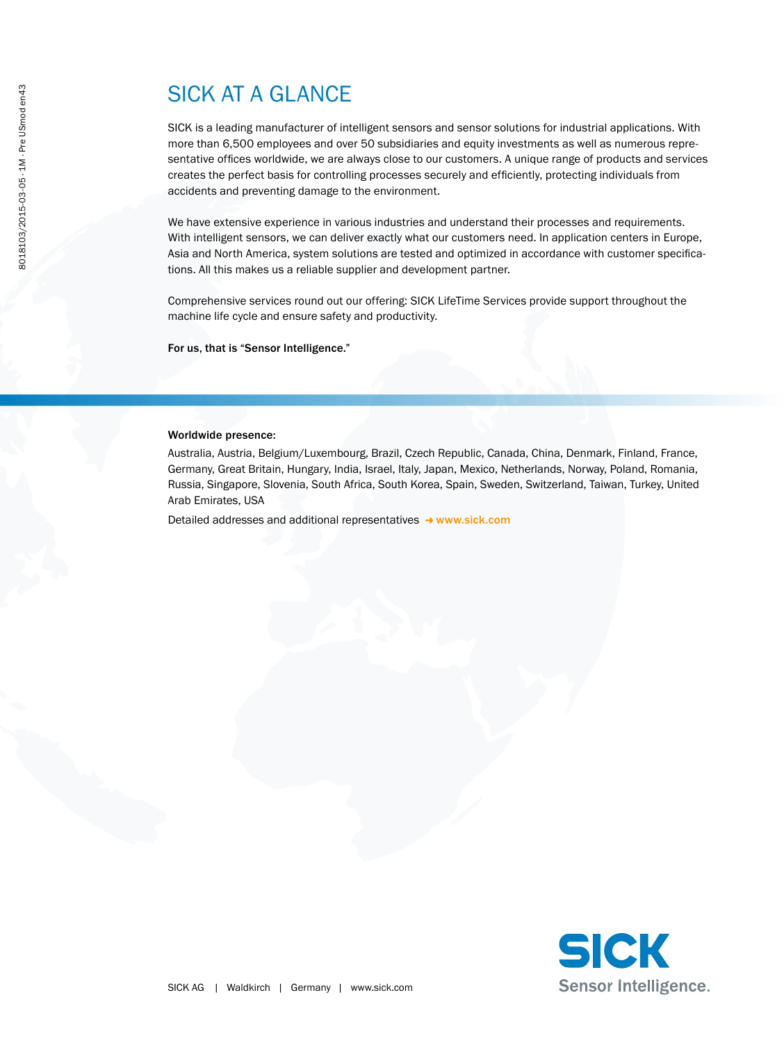# SICK AT A GLANCE

SICK is a leading manufacturer of intelligent sensors and sensor solutions for industrial applications. With more than 6,500 employees and over 50 subsidiaries and equity investments as well as numerous representative offices worldwide, we are always close to our customers. A unique range of products and services creates the perfect basis for controlling processes securely and efficiently, protecting individuals from accidents and preventing damage to the environment.

We have extensive experience in various industries and understand their processes and requirements. With intelligent sensors, we can deliver exactly what our customers need. In application centers in Europe, Asia and North America, system solutions are tested and optimized in accordance with customer specifications. All this makes us a reliable supplier and development partner.

Comprehensive services round out our offering: SICK LifeTime Services provide support throughout the machine life cycle and ensure safety and productivity.

**For us, that is "Sensor Intelligence."**

**Worldwide presence:**

Australia, Austria, Belgium/Luxembourg, Brazil, Czech Republic, Canada, China, Denmark, Finland, France, Germany, Great Britain, Hungary, India, Israel, Italy, Japan, Mexico, Netherlands, Norway, Poland, Romania, Russia, Singapore, Slovenia, South Africa, South Korea, Spain, Sweden, Switzerland, Taiwan, Turkey, United Arab Emirates, USA

Detailed addresses and additional representatives → www.sick.com

8018103/2015-03-05 · 1M · Pre USmod en43

SICK AG | Waldkirch | Germany | www.sick.com

SICK
Sensor Intelligence.